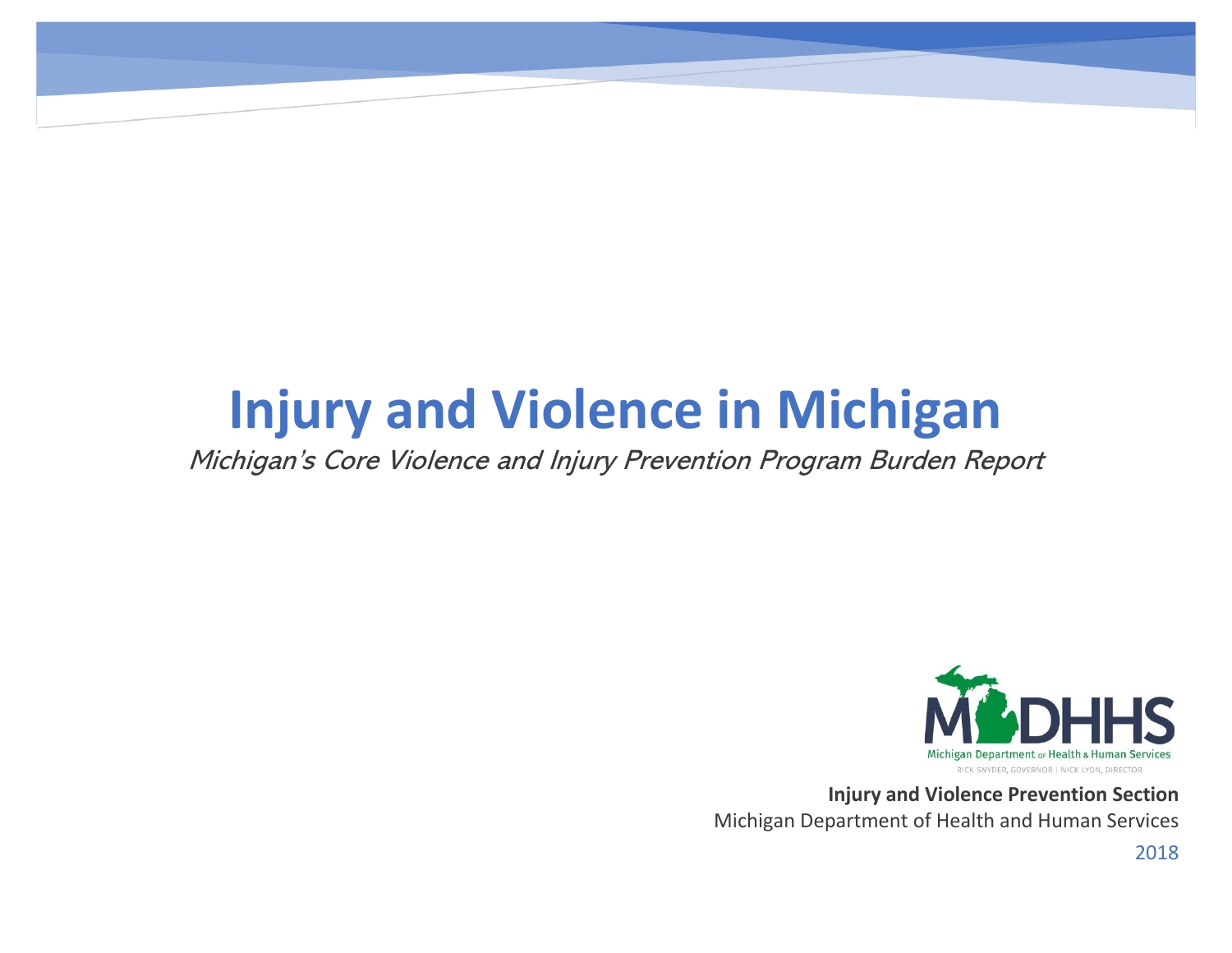# Injury and Violence in Michigan

*Michigan's Core Violence and Injury Prevention Program Burden Report*

MDHHS

Michigan Department of Health & Human Services

RICK SNYDER, GOVERNOR | NICK LYON, DIRECTOR

**Injury and Violence Prevention Section**

Michigan Department of Health and Human Services

2018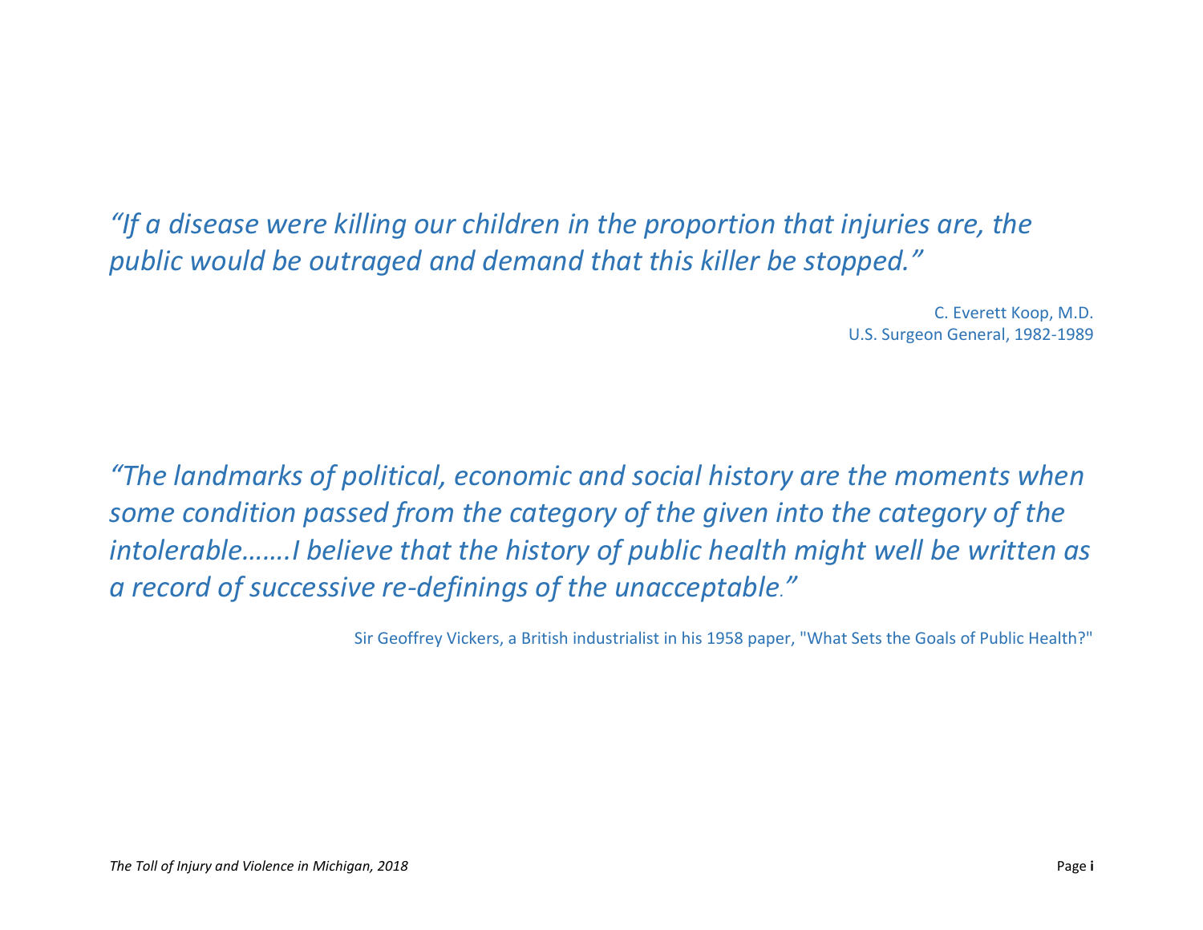*"If a disease were killing our children in the proportion that injuries are, the public would be outraged and demand that this killer be stopped."*

C. Everett Koop, M.D.
U.S. Surgeon General, 1982-1989

*"The landmarks of political, economic and social history are the moments when some condition passed from the category of the given into the category of the intolerable…….I believe that the history of public health might well be written as a record of successive re-definings of the unacceptable."*

Sir Geoffrey Vickers, a British industrialist in his 1958 paper, "What Sets the Goals of Public Health?"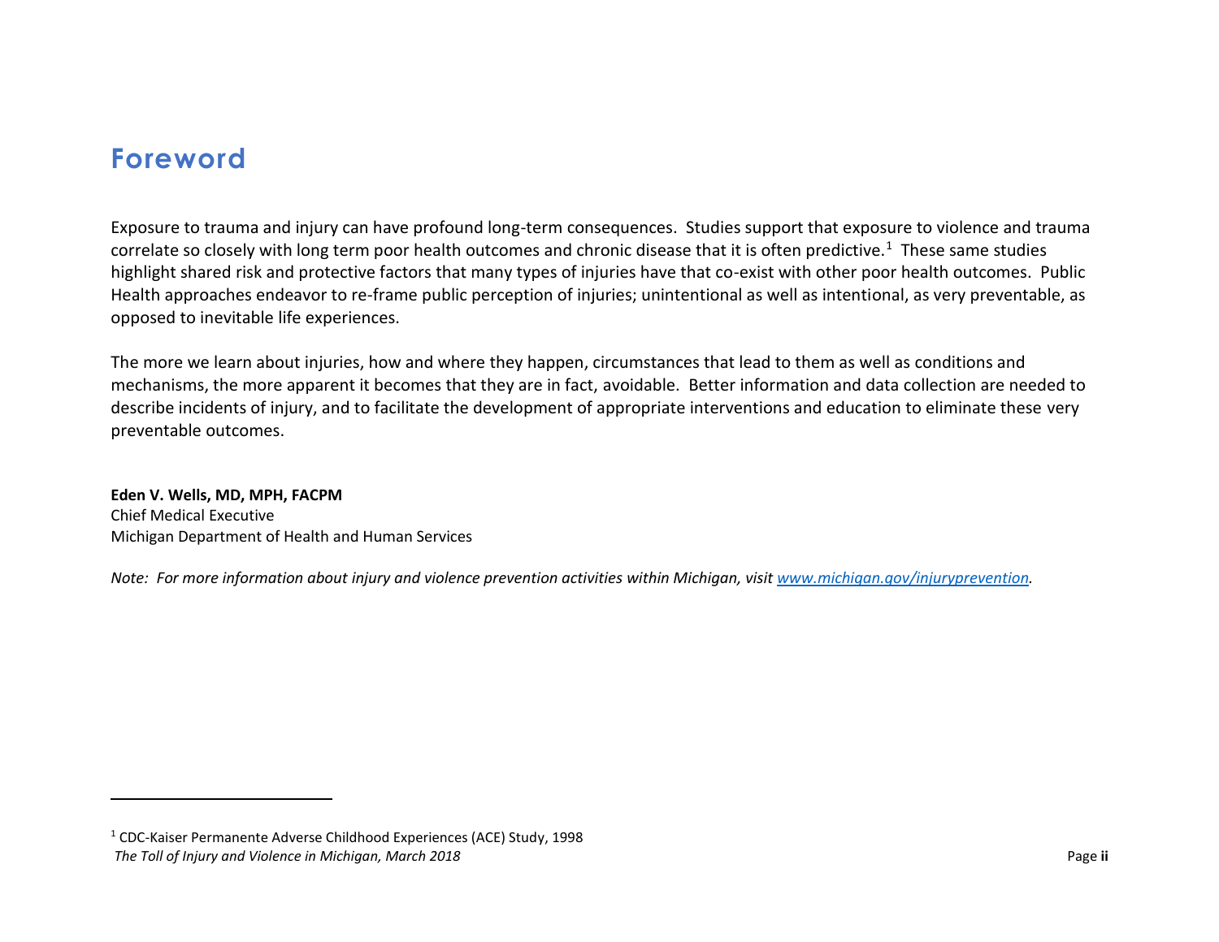# Foreword

Exposure to trauma and injury can have profound long-term consequences. Studies support that exposure to violence and trauma correlate so closely with long term poor health outcomes and chronic disease that it is often predictive.[1] These same studies highlight shared risk and protective factors that many types of injuries have that co-exist with other poor health outcomes. Public Health approaches endeavor to re-frame public perception of injuries; unintentional as well as intentional, as very preventable, as opposed to inevitable life experiences.

The more we learn about injuries, how and where they happen, circumstances that lead to them as well as conditions and mechanisms, the more apparent it becomes that they are in fact, avoidable. Better information and data collection are needed to describe incidents of injury, and to facilitate the development of appropriate interventions and education to eliminate these very preventable outcomes.

**Eden V. Wells, MD, MPH, FACPM**
Chief Medical Executive
Michigan Department of Health and Human Services

*Note: For more information about injury and violence prevention activities within Michigan, visit [www.michigan.gov/injuryprevention](www.michigan.gov/injuryprevention).*

---

[1] CDC-Kaiser Permanente Adverse Childhood Experiences (ACE) Study, 1998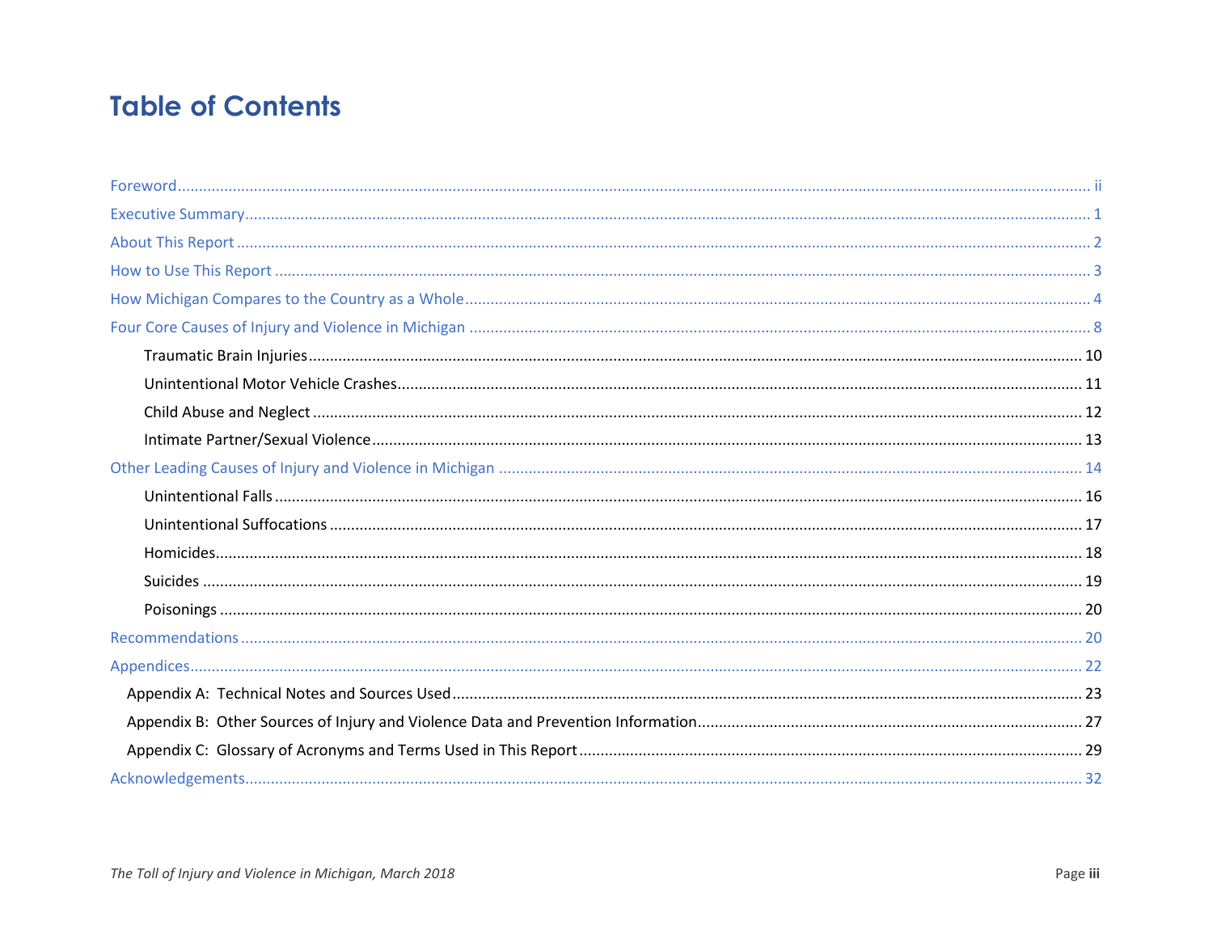# Table of Contents

Foreword ..... ii

Executive Summary ..... 1

About This Report ..... 2

How to Use This Report ..... 3

How Michigan Compares to the Country as a Whole ..... 4

Four Core Causes of Injury and Violence in Michigan ..... 8

- Traumatic Brain Injuries ..... 10
- Unintentional Motor Vehicle Crashes ..... 11
- Child Abuse and Neglect ..... 12
- Intimate Partner/Sexual Violence ..... 13

Other Leading Causes of Injury and Violence in Michigan ..... 14

- Unintentional Falls ..... 16
- Unintentional Suffocations ..... 17
- Homicides ..... 18
- Suicides ..... 19
- Poisonings ..... 20

Recommendations ..... 20

Appendices ..... 22

- Appendix A: Technical Notes and Sources Used ..... 23
- Appendix B: Other Sources of Injury and Violence Data and Prevention Information ..... 27
- Appendix C: Glossary of Acronyms and Terms Used in This Report ..... 29

Acknowledgements ..... 32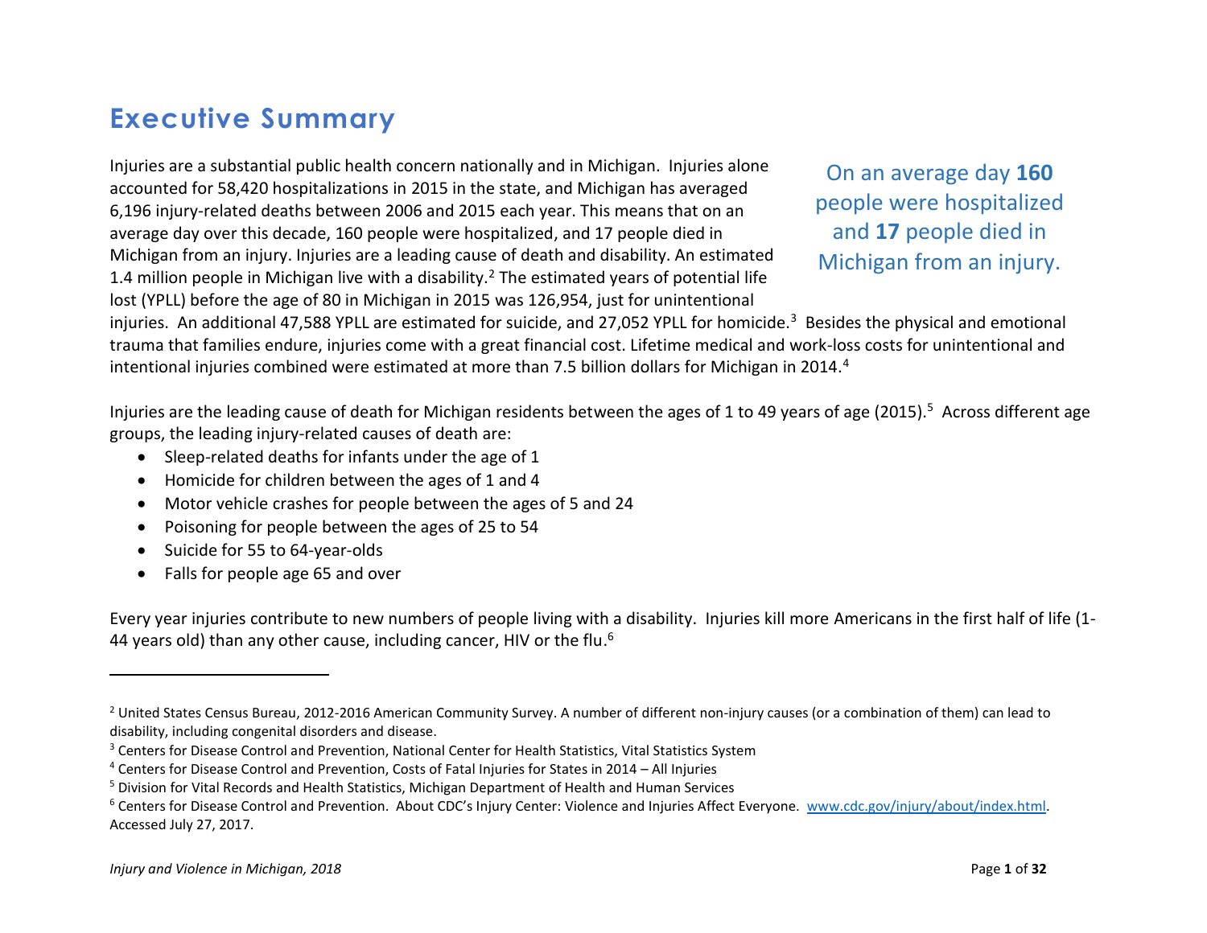# Executive Summary

Injuries are a substantial public health concern nationally and in Michigan. Injuries alone accounted for 58,420 hospitalizations in 2015 in the state, and Michigan has averaged 6,196 injury-related deaths between 2006 and 2015 each year. This means that on an average day over this decade, 160 people were hospitalized, and 17 people died in Michigan from an injury. Injuries are a leading cause of death and disability. An estimated 1.4 million people in Michigan live with a disability.[2] The estimated years of potential life lost (YPLL) before the age of 80 in Michigan in 2015 was 126,954, just for unintentional injuries. An additional 47,588 YPLL are estimated for suicide, and 27,052 YPLL for homicide.[3] Besides the physical and emotional trauma that families endure, injuries come with a great financial cost. Lifetime medical and work-loss costs for unintentional and intentional injuries combined were estimated at more than 7.5 billion dollars for Michigan in 2014.[4]

On an average day **160** people were hospitalized and **17** people died in Michigan from an injury.

Injuries are the leading cause of death for Michigan residents between the ages of 1 to 49 years of age (2015).[5] Across different age groups, the leading injury-related causes of death are:

- Sleep-related deaths for infants under the age of 1
- Homicide for children between the ages of 1 and 4
- Motor vehicle crashes for people between the ages of 5 and 24
- Poisoning for people between the ages of 25 to 54
- Suicide for 55 to 64-year-olds
- Falls for people age 65 and over

Every year injuries contribute to new numbers of people living with a disability. Injuries kill more Americans in the first half of life (1-44 years old) than any other cause, including cancer, HIV or the flu.[6]

---

[2] United States Census Bureau, 2012-2016 American Community Survey. A number of different non-injury causes (or a combination of them) can lead to disability, including congenital disorders and disease.

[3] Centers for Disease Control and Prevention, National Center for Health Statistics, Vital Statistics System

[4] Centers for Disease Control and Prevention, Costs of Fatal Injuries for States in 2014 – All Injuries

[5] Division for Vital Records and Health Statistics, Michigan Department of Health and Human Services

[6] Centers for Disease Control and Prevention. About CDC's Injury Center: Violence and Injuries Affect Everyone. www.cdc.gov/injury/about/index.html. Accessed July 27, 2017.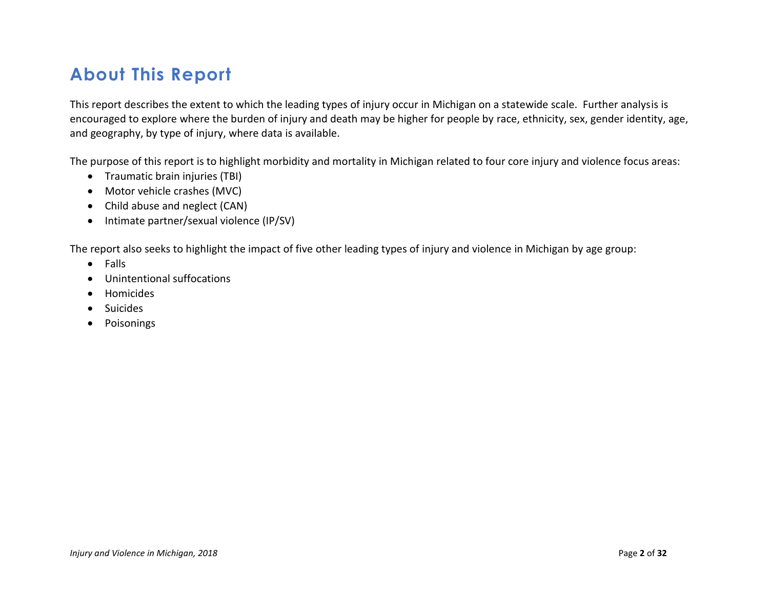# About This Report

This report describes the extent to which the leading types of injury occur in Michigan on a statewide scale. Further analysis is encouraged to explore where the burden of injury and death may be higher for people by race, ethnicity, sex, gender identity, age, and geography, by type of injury, where data is available.

The purpose of this report is to highlight morbidity and mortality in Michigan related to four core injury and violence focus areas:

- Traumatic brain injuries (TBI)
- Motor vehicle crashes (MVC)
- Child abuse and neglect (CAN)
- Intimate partner/sexual violence (IP/SV)

The report also seeks to highlight the impact of five other leading types of injury and violence in Michigan by age group:

- Falls
- Unintentional suffocations
- Homicides
- Suicides
- Poisonings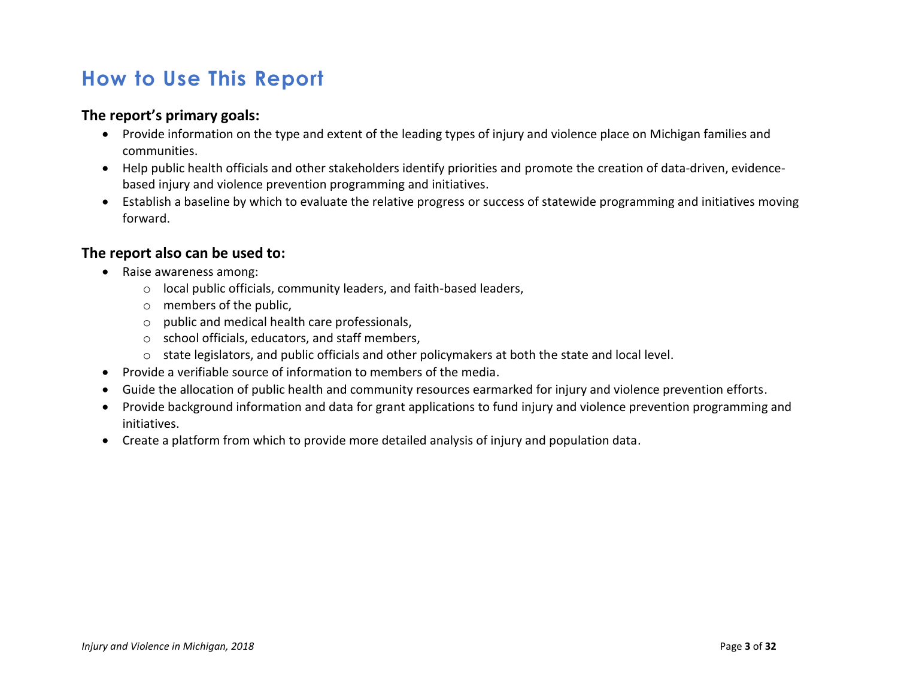# How to Use This Report

### The report's primary goals:

- Provide information on the type and extent of the leading types of injury and violence place on Michigan families and communities.
- Help public health officials and other stakeholders identify priorities and promote the creation of data-driven, evidence-based injury and violence prevention programming and initiatives.
- Establish a baseline by which to evaluate the relative progress or success of statewide programming and initiatives moving forward.

### The report also can be used to:

- Raise awareness among:
  - local public officials, community leaders, and faith-based leaders,
  - members of the public,
  - public and medical health care professionals,
  - school officials, educators, and staff members,
  - state legislators, and public officials and other policymakers at both the state and local level.
- Provide a verifiable source of information to members of the media.
- Guide the allocation of public health and community resources earmarked for injury and violence prevention efforts.
- Provide background information and data for grant applications to fund injury and violence prevention programming and initiatives.
- Create a platform from which to provide more detailed analysis of injury and population data.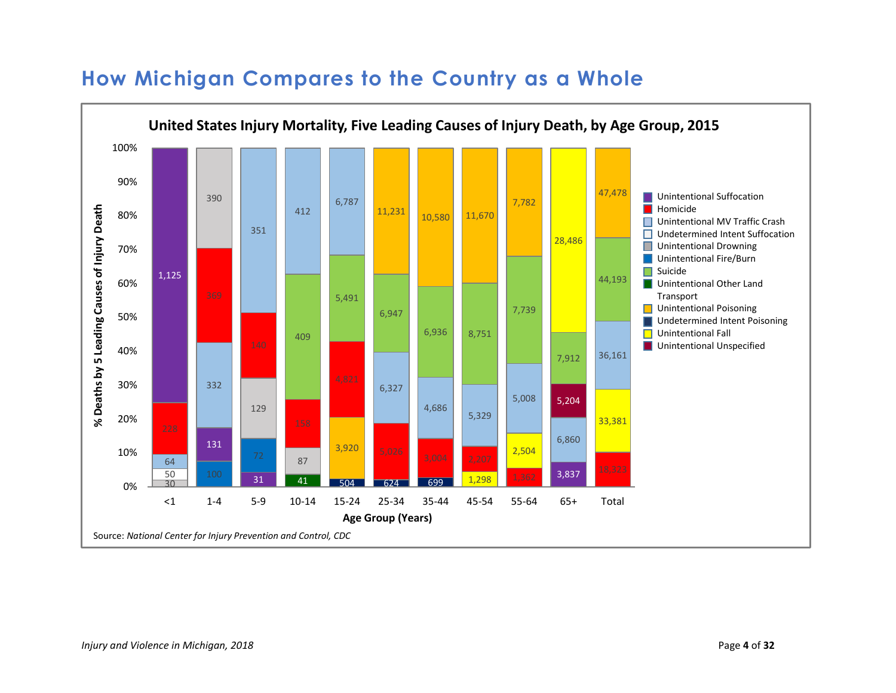# How Michigan Compares to the Country as a Whole

**United States Injury Mortality, Five Leading Causes of Injury Death, by Age Group, 2015**

| Age Group (Years) | Cause | Deaths |
|---|---|---|
| <1 | Unintentional Suffocation | 1,125 |
| <1 | Homicide | 228 |
| <1 | Unintentional MV Traffic Crash | 64 |
| <1 | Undetermined Intent Suffocation | 50 |
| <1 | Unintentional Drowning | 30 |
| 1-4 | Unintentional Drowning | 390 |
| 1-4 | Homicide | 369 |
| 1-4 | Unintentional MV Traffic Crash | 332 |
| 1-4 | Unintentional Suffocation | 131 |
| 1-4 | Unintentional Fire/Burn | 100 |
| 5-9 | Unintentional MV Traffic Crash | 351 |
| 5-9 | Homicide | 140 |
| 5-9 | Unintentional Drowning | 129 |
| 5-9 | Unintentional Fire/Burn | 72 |
| 5-9 | Unintentional Suffocation | 31 |
| 10-14 | Unintentional MV Traffic Crash | 412 |
| 10-14 | Suicide | 409 |
| 10-14 | Homicide | 158 |
| 10-14 | Unintentional Drowning | 87 |
| 10-14 | Unintentional Other Land Transport | 41 |
| 15-24 | Unintentional MV Traffic Crash | 6,787 |
| 15-24 | Suicide | 5,491 |
| 15-24 | Homicide | 4,821 |
| 15-24 | Unintentional Poisoning | 3,920 |
| 15-24 | Undetermined Intent Poisoning | 504 |
| 25-34 | Unintentional Poisoning | 11,231 |
| 25-34 | Suicide | 6,947 |
| 25-34 | Unintentional MV Traffic Crash | 6,327 |
| 25-34 | Homicide | 5,026 |
| 25-34 | Undetermined Intent Poisoning | 624 |
| 35-44 | Unintentional Poisoning | 10,580 |
| 35-44 | Suicide | 6,936 |
| 35-44 | Unintentional MV Traffic Crash | 4,686 |
| 35-44 | Homicide | 3,004 |
| 35-44 | Undetermined Intent Poisoning | 699 |
| 45-54 | Unintentional Poisoning | 11,670 |
| 45-54 | Suicide | 8,751 |
| 45-54 | Unintentional MV Traffic Crash | 5,329 |
| 45-54 | Homicide | 2,207 |
| 45-54 | Unintentional Fall | 1,298 |
| 55-64 | Unintentional Poisoning | 7,782 |
| 55-64 | Suicide | 7,739 |
| 55-64 | Unintentional MV Traffic Crash | 5,008 |
| 55-64 | Unintentional Fall | 2,504 |
| 55-64 | Homicide | 1,362 |
| 65+ | Unintentional Fall | 28,486 |
| 65+ | Suicide | 7,912 |
| 65+ | Unintentional Unspecified | 5,204 |
| 65+ | Unintentional MV Traffic Crash | 6,860 |
| 65+ | Unintentional Suffocation | 3,837 |
| Total | Unintentional Poisoning | 47,478 |
| Total | Suicide | 44,193 |
| Total | Unintentional MV Traffic Crash | 36,161 |
| Total | Unintentional Fall | 33,381 |
| Total | Homicide | 18,323 |

Y-axis: % Deaths by 5 Leading Causes of Injury Death (0%–100%)

X-axis: Age Group (Years)

Legend: Unintentional Suffocation; Homicide; Unintentional MV Traffic Crash; Undetermined Intent Suffocation; Unintentional Drowning; Unintentional Fire/Burn; Suicide; Unintentional Other Land Transport; Unintentional Poisoning; Undetermined Intent Poisoning; Unintentional Fall; Unintentional Unspecified

Source: *National Center for Injury Prevention and Control, CDC*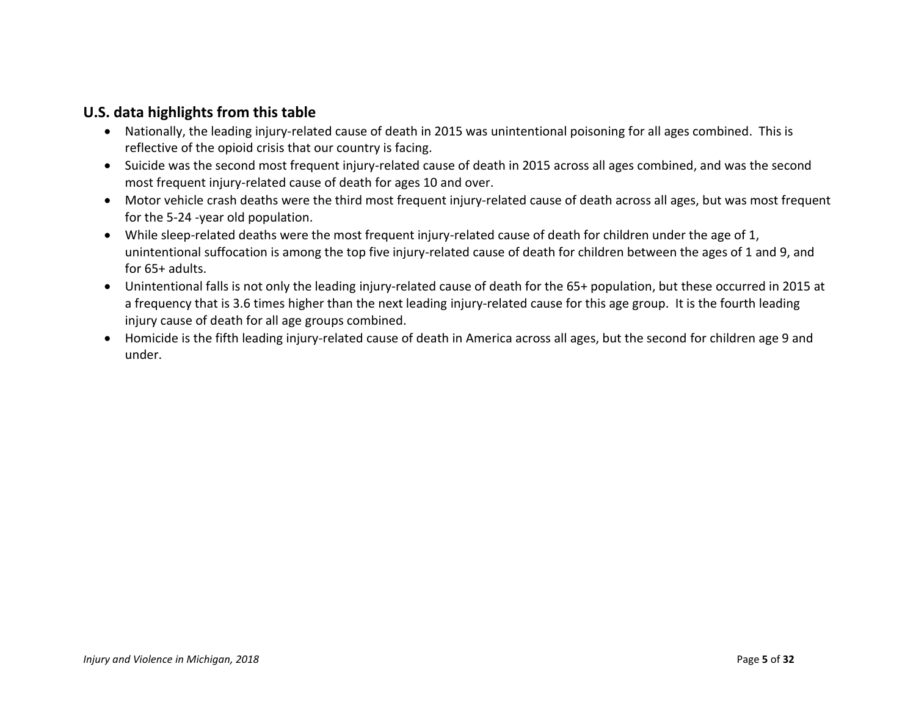## U.S. data highlights from this table

- Nationally, the leading injury-related cause of death in 2015 was unintentional poisoning for all ages combined. This is reflective of the opioid crisis that our country is facing.
- Suicide was the second most frequent injury-related cause of death in 2015 across all ages combined, and was the second most frequent injury-related cause of death for ages 10 and over.
- Motor vehicle crash deaths were the third most frequent injury-related cause of death across all ages, but was most frequent for the 5-24 -year old population.
- While sleep-related deaths were the most frequent injury-related cause of death for children under the age of 1, unintentional suffocation is among the top five injury-related cause of death for children between the ages of 1 and 9, and for 65+ adults.
- Unintentional falls is not only the leading injury-related cause of death for the 65+ population, but these occurred in 2015 at a frequency that is 3.6 times higher than the next leading injury-related cause for this age group. It is the fourth leading injury cause of death for all age groups combined.
- Homicide is the fifth leading injury-related cause of death in America across all ages, but the second for children age 9 and under.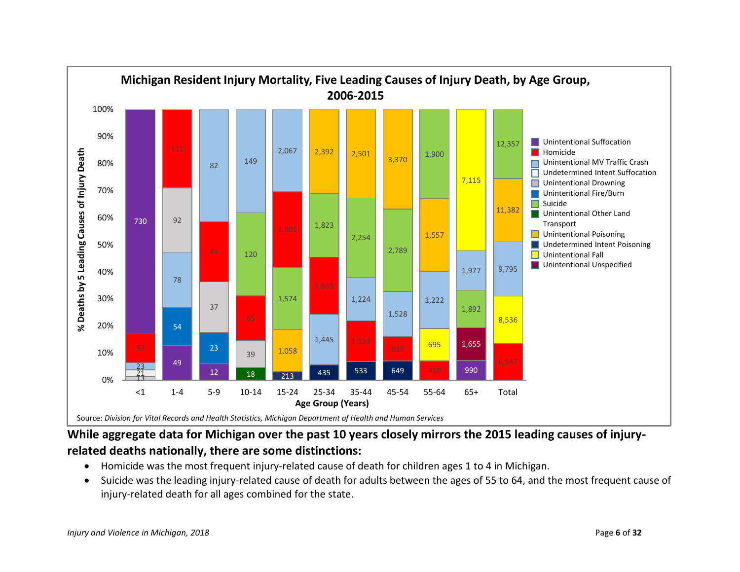**Michigan Resident Injury Mortality, Five Leading Causes of Injury Death, by Age Group, 2006-2015**

| Age Group (Years) | Leading causes (bottom to top) |
|---|---|
| <1 | 13; 21; Unintentional MV Traffic Crash 23; Homicide 97; Unintentional Suffocation 730 |
| 1-4 | Unintentional Suffocation 49; Unintentional Fire/Burn 54; Unintentional MV Traffic Crash 78; Unintentional Drowning 92; Homicide 111 |
| 5-9 | Unintentional Suffocation 12; Unintentional Fire/Burn 23; Unintentional Drowning 37; Homicide 44; Unintentional MV Traffic Crash 82 |
| 10-14 | Unintentional Other Land Transport 18; Unintentional Drowning 39; Homicide 65; Suicide 120; Unintentional MV Traffic Crash 149 |
| 15-24 | Undetermined Intent Poisoning 213; Unintentional Poisoning 1,058; Suicide 1,574; Homicide 1,901; Unintentional MV Traffic Crash 2,067 |
| 25-34 | Undetermined Intent Poisoning 435; Unintentional MV Traffic Crash 1,445; Homicide 1,635; Suicide 1,823; Unintentional Poisoning 2,392 |
| 35-44 | Undetermined Intent Poisoning 533; Homicide 1,153; Unintentional MV Traffic Crash 1,224; Suicide 2,254; Unintentional Poisoning 2,501 |
| 45-54 | Undetermined Intent Poisoning 649; Homicide 829; Unintentional MV Traffic Crash 1,528; Suicide 2,789; Unintentional Poisoning 3,370 |
| 55-64 | Homicide 410; Unintentional Fall 695; Unintentional MV Traffic Crash 1,222; Unintentional Poisoning 1,557; Suicide 1,900 |
| 65+ | Unintentional Suffocation 990; Unintentional Unspecified 1,655; Suicide 1,892; Unintentional MV Traffic Crash 1,977; Unintentional Fall 7,115 |
| Total | Homicide 6,547; Unintentional Fall 8,536; Unintentional MV Traffic Crash 9,795; Unintentional Poisoning 11,382; Suicide 12,357 |

Source: *Division for Vital Records and Health Statistics, Michigan Department of Health and Human Services*

**While aggregate data for Michigan over the past 10 years closely mirrors the 2015 leading causes of injury-related deaths nationally, there are some distinctions:**

- Homicide was the most frequent injury-related cause of death for children ages 1 to 4 in Michigan.
- Suicide was the leading injury-related cause of death for adults between the ages of 55 to 64, and the most frequent cause of injury-related death for all ages combined for the state.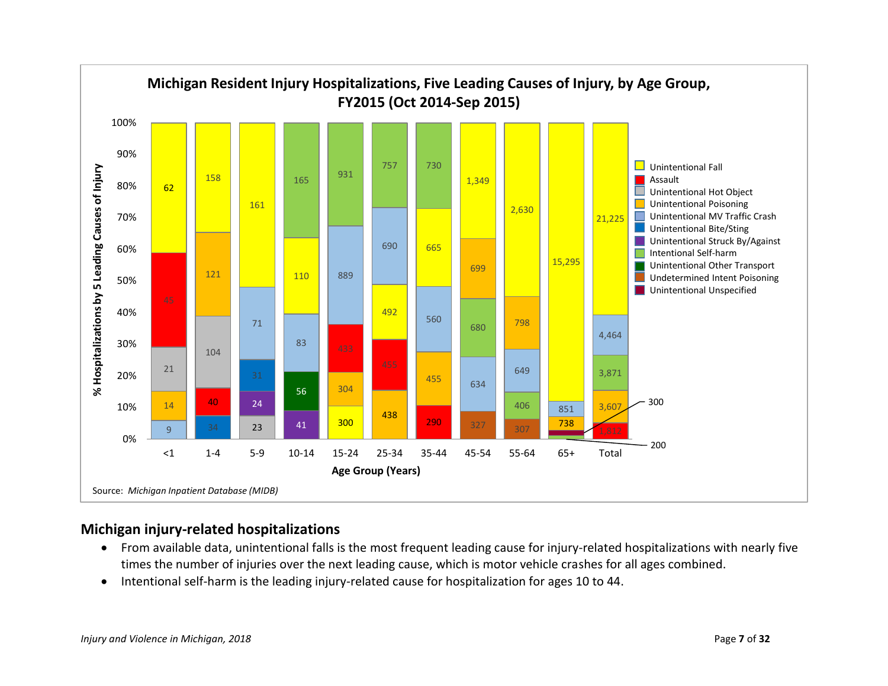**Michigan Resident Injury Hospitalizations, Five Leading Causes of Injury, by Age Group, FY2015 (Oct 2014-Sep 2015)**

| Age Group (Years) | Hospitalizations by 5 leading causes (top to bottom) |
|---|---|
| <1 | Unintentional Fall 62; Assault 45; Unintentional Hot Object 21; Unintentional Poisoning 14; Unintentional MV Traffic Crash 9 |
| 1-4 | Unintentional Fall 158; Unintentional Poisoning 121; Unintentional Hot Object 104; Assault 40; Unintentional Bite/Sting 34 |
| 5-9 | Unintentional Fall 161; Unintentional MV Traffic Crash 71; Unintentional Bite/Sting 31; Unintentional Struck By/Against 24; Unintentional Hot Object 23 |
| 10-14 | Intentional Self-harm 165; Unintentional Fall 110; Unintentional MV Traffic Crash 83; Unintentional Other Transport 56; Unintentional Struck By/Against 41 |
| 15-24 | Intentional Self-harm 931; Unintentional MV Traffic Crash 889; Assault 433; Unintentional Poisoning 304; Unintentional Fall 300 |
| 25-34 | Intentional Self-harm 757; Unintentional MV Traffic Crash 690; Unintentional Fall 492; Assault 455; Unintentional Poisoning 438 |
| 35-44 | Intentional Self-harm 730; Unintentional Fall 665; Unintentional MV Traffic Crash 560; Unintentional Poisoning 455; Assault 290 |
| 45-54 | Unintentional Fall 1,349; Unintentional Poisoning 699; Intentional Self-harm 680; Unintentional MV Traffic Crash 634; Undetermined Intent Poisoning 327 |
| 55-64 | Unintentional Fall 2,630; Unintentional Poisoning 798; Unintentional MV Traffic Crash 649; Intentional Self-harm 406; Undetermined Intent Poisoning 307 |
| 65+ | Unintentional Fall 15,295; Unintentional MV Traffic Crash 851; Unintentional Poisoning 738; Unintentional Unspecified 300; Intentional Self-harm 200 |
| Total | Unintentional Fall 21,225; Unintentional MV Traffic Crash 4,464; Intentional Self-harm 3,871; Unintentional Poisoning 3,607; Assault 1,812 |

Source: *Michigan Inpatient Database (MIDB)*

## Michigan injury-related hospitalizations

- From available data, unintentional falls is the most frequent leading cause for injury-related hospitalizations with nearly five times the number of injuries over the next leading cause, which is motor vehicle crashes for all ages combined.
- Intentional self-harm is the leading injury-related cause for hospitalization for ages 10 to 44.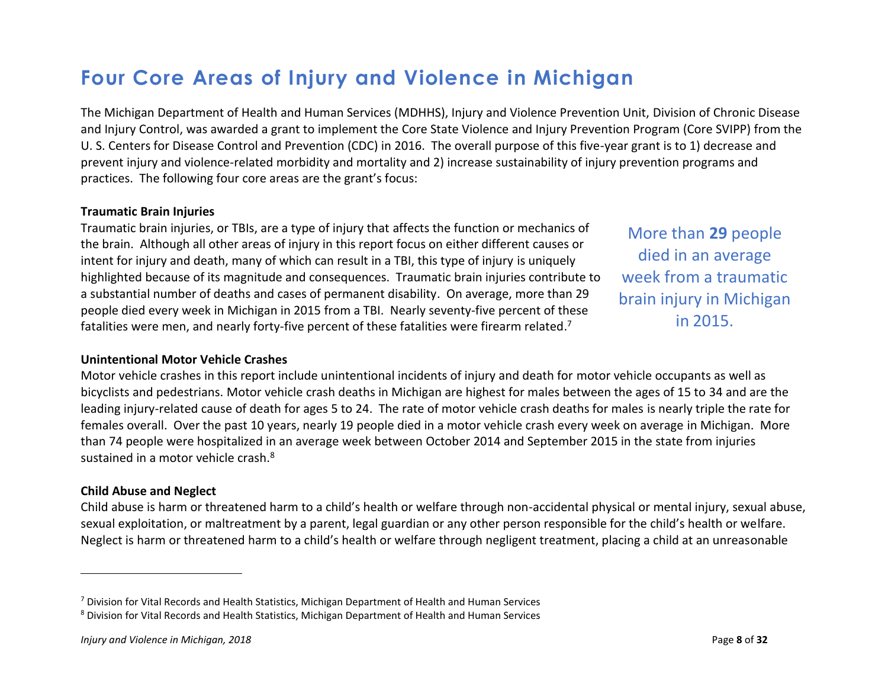# Four Core Areas of Injury and Violence in Michigan

The Michigan Department of Health and Human Services (MDHHS), Injury and Violence Prevention Unit, Division of Chronic Disease and Injury Control, was awarded a grant to implement the Core State Violence and Injury Prevention Program (Core SVIPP) from the U. S. Centers for Disease Control and Prevention (CDC) in 2016. The overall purpose of this five-year grant is to 1) decrease and prevent injury and violence-related morbidity and mortality and 2) increase sustainability of injury prevention programs and practices. The following four core areas are the grant's focus:

**Traumatic Brain Injuries**

Traumatic brain injuries, or TBIs, are a type of injury that affects the function or mechanics of the brain. Although all other areas of injury in this report focus on either different causes or intent for injury and death, many of which can result in a TBI, this type of injury is uniquely highlighted because of its magnitude and consequences. Traumatic brain injuries contribute to a substantial number of deaths and cases of permanent disability. On average, more than 29 people died every week in Michigan in 2015 from a TBI. Nearly seventy-five percent of these fatalities were men, and nearly forty-five percent of these fatalities were firearm related.[7]

More than **29** people died in an average week from a traumatic brain injury in Michigan in 2015.

**Unintentional Motor Vehicle Crashes**

Motor vehicle crashes in this report include unintentional incidents of injury and death for motor vehicle occupants as well as bicyclists and pedestrians. Motor vehicle crash deaths in Michigan are highest for males between the ages of 15 to 34 and are the leading injury-related cause of death for ages 5 to 24. The rate of motor vehicle crash deaths for males is nearly triple the rate for females overall. Over the past 10 years, nearly 19 people died in a motor vehicle crash every week on average in Michigan. More than 74 people were hospitalized in an average week between October 2014 and September 2015 in the state from injuries sustained in a motor vehicle crash.[8]

**Child Abuse and Neglect**

Child abuse is harm or threatened harm to a child's health or welfare through non-accidental physical or mental injury, sexual abuse, sexual exploitation, or maltreatment by a parent, legal guardian or any other person responsible for the child's health or welfare. Neglect is harm or threatened harm to a child's health or welfare through negligent treatment, placing a child at an unreasonable

---

[7] Division for Vital Records and Health Statistics, Michigan Department of Health and Human Services

[8] Division for Vital Records and Health Statistics, Michigan Department of Health and Human Services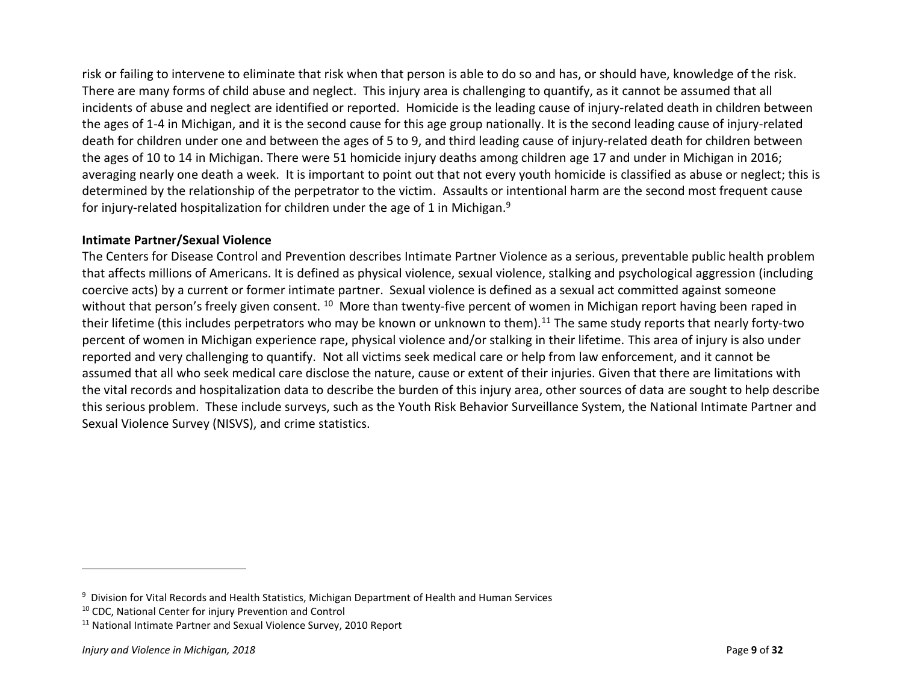risk or failing to intervene to eliminate that risk when that person is able to do so and has, or should have, knowledge of the risk. There are many forms of child abuse and neglect. This injury area is challenging to quantify, as it cannot be assumed that all incidents of abuse and neglect are identified or reported. Homicide is the leading cause of injury-related death in children between the ages of 1-4 in Michigan, and it is the second cause for this age group nationally. It is the second leading cause of injury-related death for children under one and between the ages of 5 to 9, and third leading cause of injury-related death for children between the ages of 10 to 14 in Michigan. There were 51 homicide injury deaths among children age 17 and under in Michigan in 2016; averaging nearly one death a week. It is important to point out that not every youth homicide is classified as abuse or neglect; this is determined by the relationship of the perpetrator to the victim. Assaults or intentional harm are the second most frequent cause for injury-related hospitalization for children under the age of 1 in Michigan.[9]

**Intimate Partner/Sexual Violence**

The Centers for Disease Control and Prevention describes Intimate Partner Violence as a serious, preventable public health problem that affects millions of Americans. It is defined as physical violence, sexual violence, stalking and psychological aggression (including coercive acts) by a current or former intimate partner. Sexual violence is defined as a sexual act committed against someone without that person's freely given consent. [10] More than twenty-five percent of women in Michigan report having been raped in their lifetime (this includes perpetrators who may be known or unknown to them).[11] The same study reports that nearly forty-two percent of women in Michigan experience rape, physical violence and/or stalking in their lifetime. This area of injury is also under reported and very challenging to quantify. Not all victims seek medical care or help from law enforcement, and it cannot be assumed that all who seek medical care disclose the nature, cause or extent of their injuries. Given that there are limitations with the vital records and hospitalization data to describe the burden of this injury area, other sources of data are sought to help describe this serious problem. These include surveys, such as the Youth Risk Behavior Surveillance System, the National Intimate Partner and Sexual Violence Survey (NISVS), and crime statistics.

---

[9] Division for Vital Records and Health Statistics, Michigan Department of Health and Human Services

[10] CDC, National Center for injury Prevention and Control

[11] National Intimate Partner and Sexual Violence Survey, 2010 Report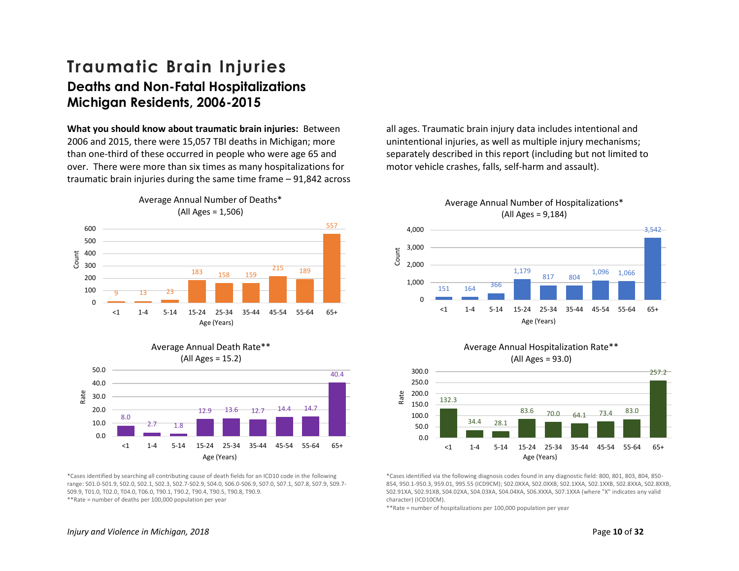# Traumatic Brain Injuries

## Deaths and Non-Fatal Hospitalizations Michigan Residents, 2006-2015

**What you should know about traumatic brain injuries:** Between 2006 and 2015, there were 15,057 TBI deaths in Michigan; more than one-third of these occurred in people who were age 65 and over. There were more than six times as many hospitalizations for traumatic brain injuries during the same time frame – 91,842 across all ages. Traumatic brain injury data includes intentional and unintentional injuries, as well as multiple injury mechanisms; separately described in this report (including but not limited to motor vehicle crashes, falls, self-harm and assault).

**Average Annual Number of Deaths*** (All Ages = 1,506)

| Age (Years) | <1 | 1-4 | 5-14 | 15-24 | 25-34 | 35-44 | 45-54 | 55-64 | 65+ |
|---|---|---|---|---|---|---|---|---|---|
| Count | 9 | 13 | 23 | 183 | 158 | 159 | 215 | 189 | 557 |

**Average Annual Death Rate**** (All Ages = 15.2)

| Age (Years) | <1 | 1-4 | 5-14 | 15-24 | 25-34 | 35-44 | 45-54 | 55-64 | 65+ |
|---|---|---|---|---|---|---|---|---|---|
| Rate | 8.0 | 2.7 | 1.8 | 12.9 | 13.6 | 12.7 | 14.4 | 14.7 | 40.4 |

*Cases identified by searching all contributing cause of death fields for an ICD10 code in the following range: S01.0-S01.9, S02.0, S02.1, S02.3, S02.7-S02.9, S04.0, S06.0-S06.9, S07.0, S07.1, S07.8, S07.9, S09.7-S09.9, T01.0, T02.0, T04.0, T06.0, T90.1, T90.2, T90.4, T90.5, T90.8, T90.9.
**Rate = number of deaths per 100,000 population per year

**Average Annual Number of Hospitalizations*** (All Ages = 9,184)

| Age (Years) | <1 | 1-4 | 5-14 | 15-24 | 25-34 | 35-44 | 45-54 | 55-64 | 65+ |
|---|---|---|---|---|---|---|---|---|---|
| Count | 151 | 164 | 366 | 1,179 | 817 | 804 | 1,096 | 1,066 | 3,542 |

**Average Annual Hospitalization Rate**** (All Ages = 93.0)

| Age (Years) | <1 | 1-4 | 5-14 | 15-24 | 25-34 | 35-44 | 45-54 | 55-64 | 65+ |
|---|---|---|---|---|---|---|---|---|---|
| Rate | 132.3 | 34.4 | 28.1 | 83.6 | 70.0 | 64.1 | 73.4 | 83.0 | 257.2 |

*Cases identified via the following diagnosis codes found in any diagnostic field: 800, 801, 803, 804, 850-854, 950.1-950.3, 959.01, 995.55 (ICD9CM); S02.0XXA, S02.0XXB, S02.1XXA, S02.1XXB, S02.8XXA, S02.8XXB, S02.91XA, S02.91XB, S04.02XA, S04.03XA, S04.04XA, S06.XXXA, S07.1XXA (where "X" indicates any valid character) (ICD10CM).
**Rate = number of hospitalizations per 100,000 population per year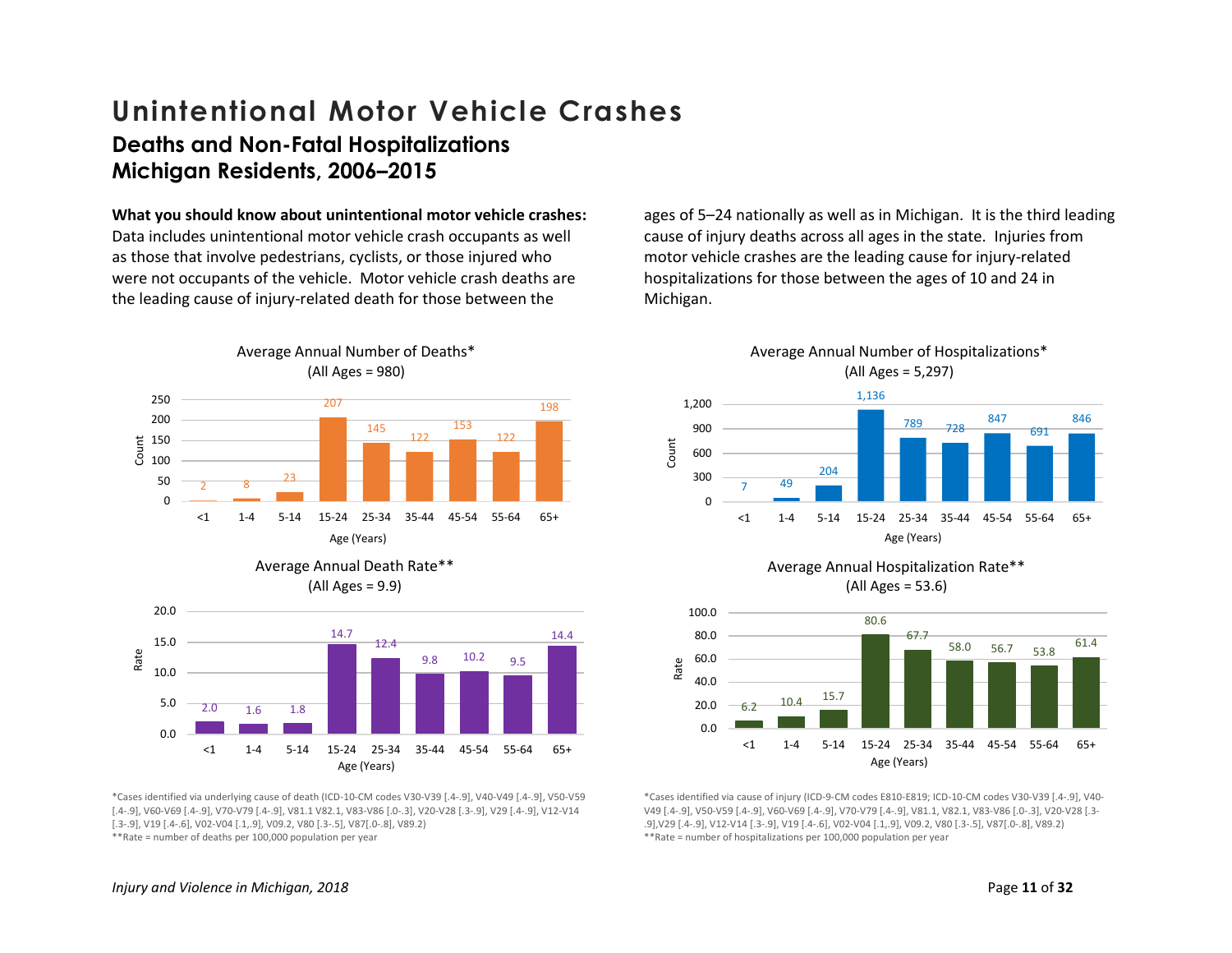# Unintentional Motor Vehicle Crashes

## Deaths and Non-Fatal Hospitalizations Michigan Residents, 2006–2015

**What you should know about unintentional motor vehicle crashes:** Data includes unintentional motor vehicle crash occupants as well as those that involve pedestrians, cyclists, or those injured who were not occupants of the vehicle. Motor vehicle crash deaths are the leading cause of injury-related death for those between the ages of 5–24 nationally as well as in Michigan. It is the third leading cause of injury deaths across all ages in the state. Injuries from motor vehicle crashes are the leading cause for injury-related hospitalizations for those between the ages of 10 and 24 in Michigan.

Average Annual Number of Deaths* (All Ages = 980)

| Age (Years) | <1 | 1-4 | 5-14 | 15-24 | 25-34 | 35-44 | 45-54 | 55-64 | 65+ |
|---|---|---|---|---|---|---|---|---|---|
| Count | 2 | 8 | 23 | 207 | 145 | 122 | 153 | 122 | 198 |

Average Annual Death Rate** (All Ages = 9.9)

| Age (Years) | <1 | 1-4 | 5-14 | 15-24 | 25-34 | 35-44 | 45-54 | 55-64 | 65+ |
|---|---|---|---|---|---|---|---|---|---|
| Rate | 2.0 | 1.6 | 1.8 | 14.7 | 12.4 | 9.8 | 10.2 | 9.5 | 14.4 |

*Cases identified via underlying cause of death (ICD-10-CM codes V30-V39 [.4-.9], V40-V49 [.4-.9], V50-V59 [.4-.9], V60-V69 [.4-.9], V70-V79 [.4-.9], V81.1 V82.1, V83-V86 [.0-.3], V20-V28 [.3-.9], V29 [.4-.9], V12-V14 [.3-.9], V19 [.4-.6], V02-V04 [.1,.9], V09.2, V80 [.3-.5], V87[.0-.8], V89.2)

**Rate = number of deaths per 100,000 population per year

Average Annual Number of Hospitalizations* (All Ages = 5,297)

| Age (Years) | <1 | 1-4 | 5-14 | 15-24 | 25-34 | 35-44 | 45-54 | 55-64 | 65+ |
|---|---|---|---|---|---|---|---|---|---|
| Count | 7 | 49 | 204 | 1,136 | 789 | 728 | 847 | 691 | 846 |

Average Annual Hospitalization Rate** (All Ages = 53.6)

| Age (Years) | <1 | 1-4 | 5-14 | 15-24 | 25-34 | 35-44 | 45-54 | 55-64 | 65+ |
|---|---|---|---|---|---|---|---|---|---|
| Rate | 6.2 | 10.4 | 15.7 | 80.6 | 67.7 | 58.0 | 56.7 | 53.8 | 61.4 |

*Cases identified via cause of injury (ICD-9-CM codes E810-E819; ICD-10-CM codes V30-V39 [.4-.9], V40-V49 [.4-.9], V50-V59 [.4-.9], V60-V69 [.4-.9], V70-V79 [.4-.9], V81.1, V82.1, V83-V86 [.0-.3], V20-V28 [.3-.9],V29 [.4-.9], V12-V14 [.3-.9], V19 [.4-.6], V02-V04 [.1,.9], V09.2, V80 [.3-.5], V87[.0-.8], V89.2)

**Rate = number of hospitalizations per 100,000 population per year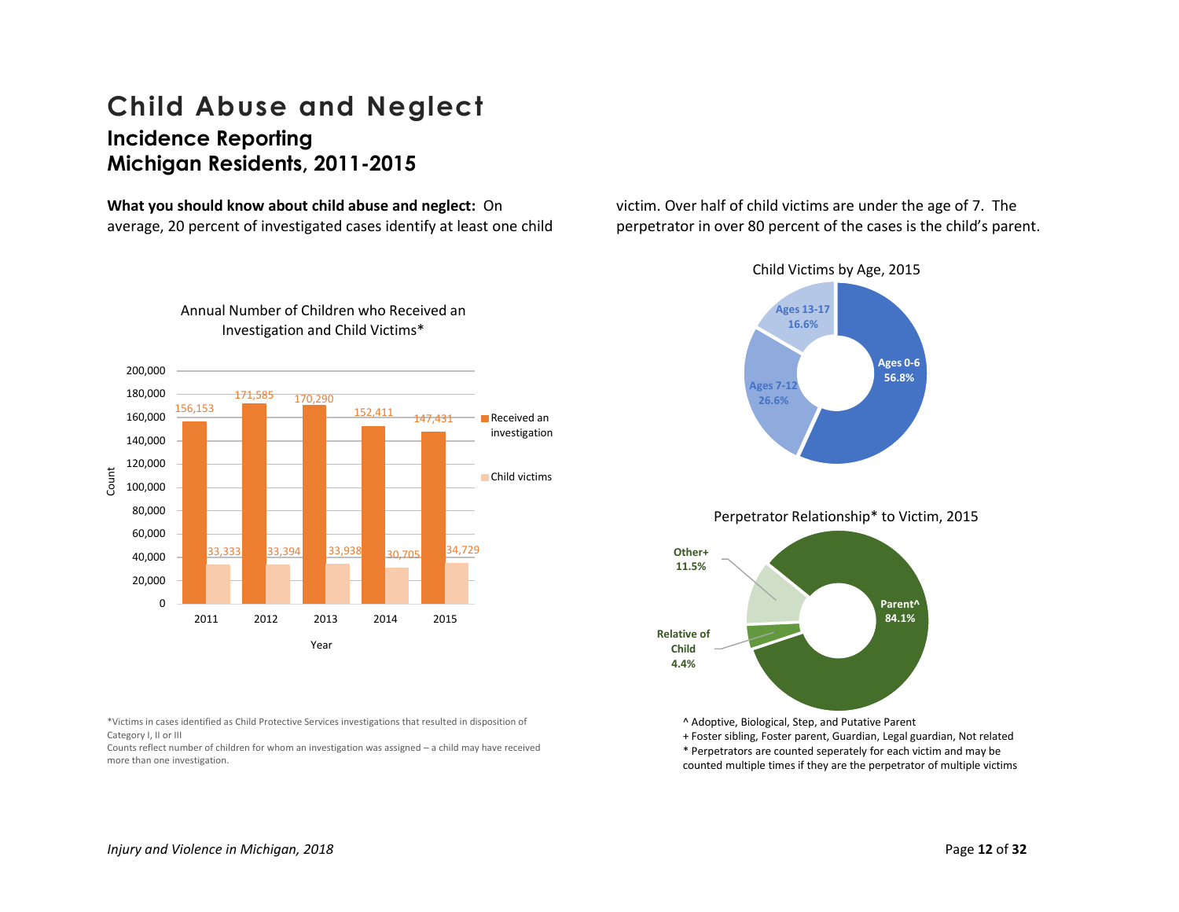# Child Abuse and Neglect

## Incidence Reporting
## Michigan Residents, 2011-2015

**What you should know about child abuse and neglect:** On average, 20 percent of investigated cases identify at least one child victim. Over half of child victims are under the age of 7. The perpetrator in over 80 percent of the cases is the child's parent.

Annual Number of Children who Received an Investigation and Child Victims*

| Year | Received an investigation | Child victims |
| --- | --- | --- |
| 2011 | 156,153 | 33,333 |
| 2012 | 171,585 | 33,394 |
| 2013 | 170,290 | 33,938 |
| 2014 | 152,411 | 30,705 |
| 2015 | 147,431 | 34,729 |

*Victims in cases identified as Child Protective Services investigations that resulted in disposition of Category I, II or III

Counts reflect number of children for whom an investigation was assigned – a child may have received more than one investigation.

Child Victims by Age, 2015

| Age | Percent |
| --- | --- |
| Ages 0-6 | 56.8% |
| Ages 7-12 | 26.6% |
| Ages 13-17 | 16.6% |

Perpetrator Relationship* to Victim, 2015

| Relationship | Percent |
| --- | --- |
| Parent^ | 84.1% |
| Other+ | 11.5% |
| Relative of Child | 4.4% |

^ Adoptive, Biological, Step, and Putative Parent

+ Foster sibling, Foster parent, Guardian, Legal guardian, Not related

* Perpetrators are counted seperately for each victim and may be counted multiple times if they are the perpetrator of multiple victims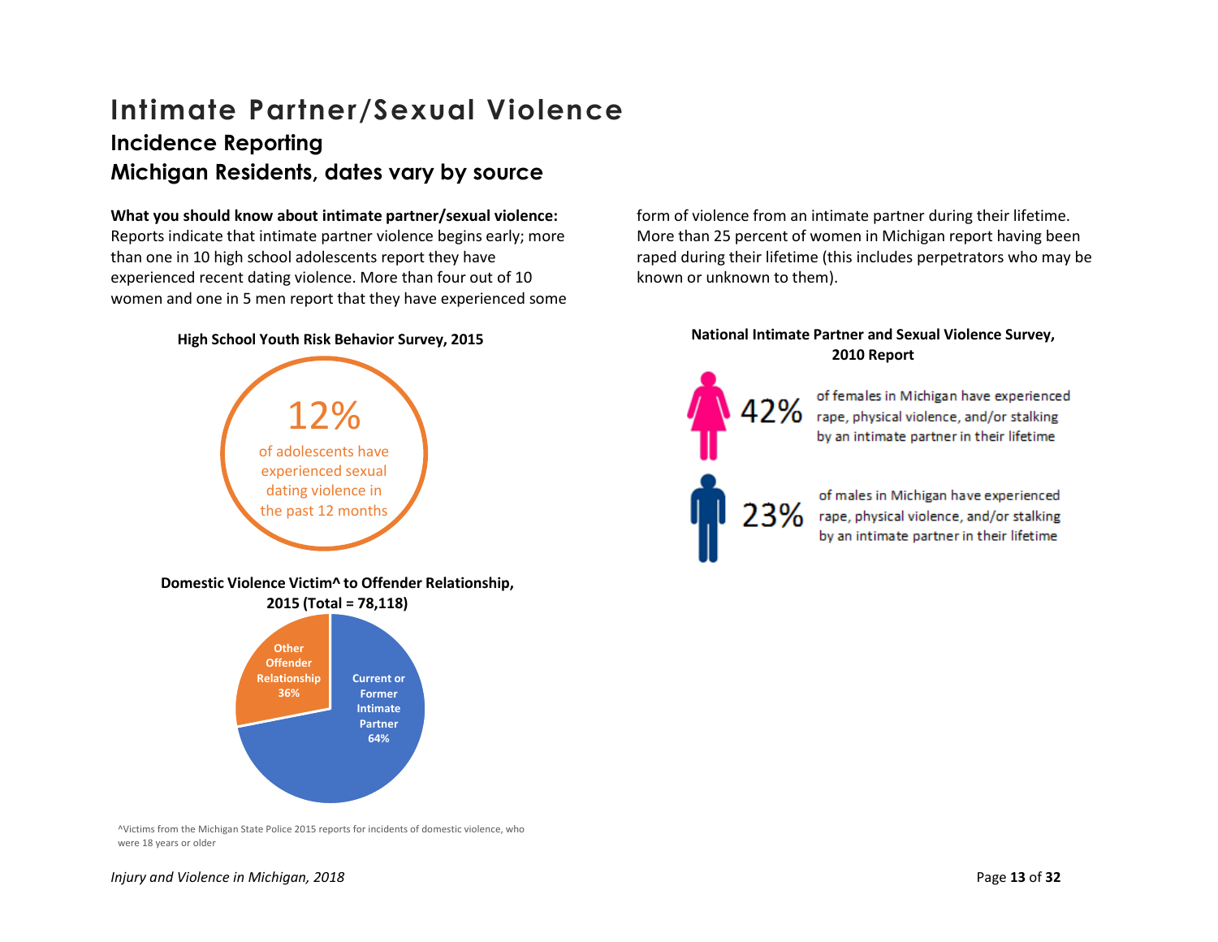# Intimate Partner/Sexual Violence

## Incidence Reporting

## Michigan Residents, dates vary by source

**What you should know about intimate partner/sexual violence:** Reports indicate that intimate partner violence begins early; more than one in 10 high school adolescents report they have experienced recent dating violence. More than four out of 10 women and one in 5 men report that they have experienced some form of violence from an intimate partner during their lifetime. More than 25 percent of women in Michigan report having been raped during their lifetime (this includes perpetrators who may be known or unknown to them).

**High School Youth Risk Behavior Survey, 2015**

12%

of adolescents have experienced sexual dating violence in the past 12 months

**Domestic Violence Victim^ to Offender Relationship, 2015 (Total = 78,118)**

| Relationship | Percent |
| --- | --- |
| Current or Former Intimate Partner | 64% |
| Other Offender Relationship | 36% |

^Victims from the Michigan State Police 2015 reports for incidents of domestic violence, who were 18 years or older

**National Intimate Partner and Sexual Violence Survey, 2010 Report**

42% of females in Michigan have experienced rape, physical violence, and/or stalking by an intimate partner in their lifetime

23% of males in Michigan have experienced rape, physical violence, and/or stalking by an intimate partner in their lifetime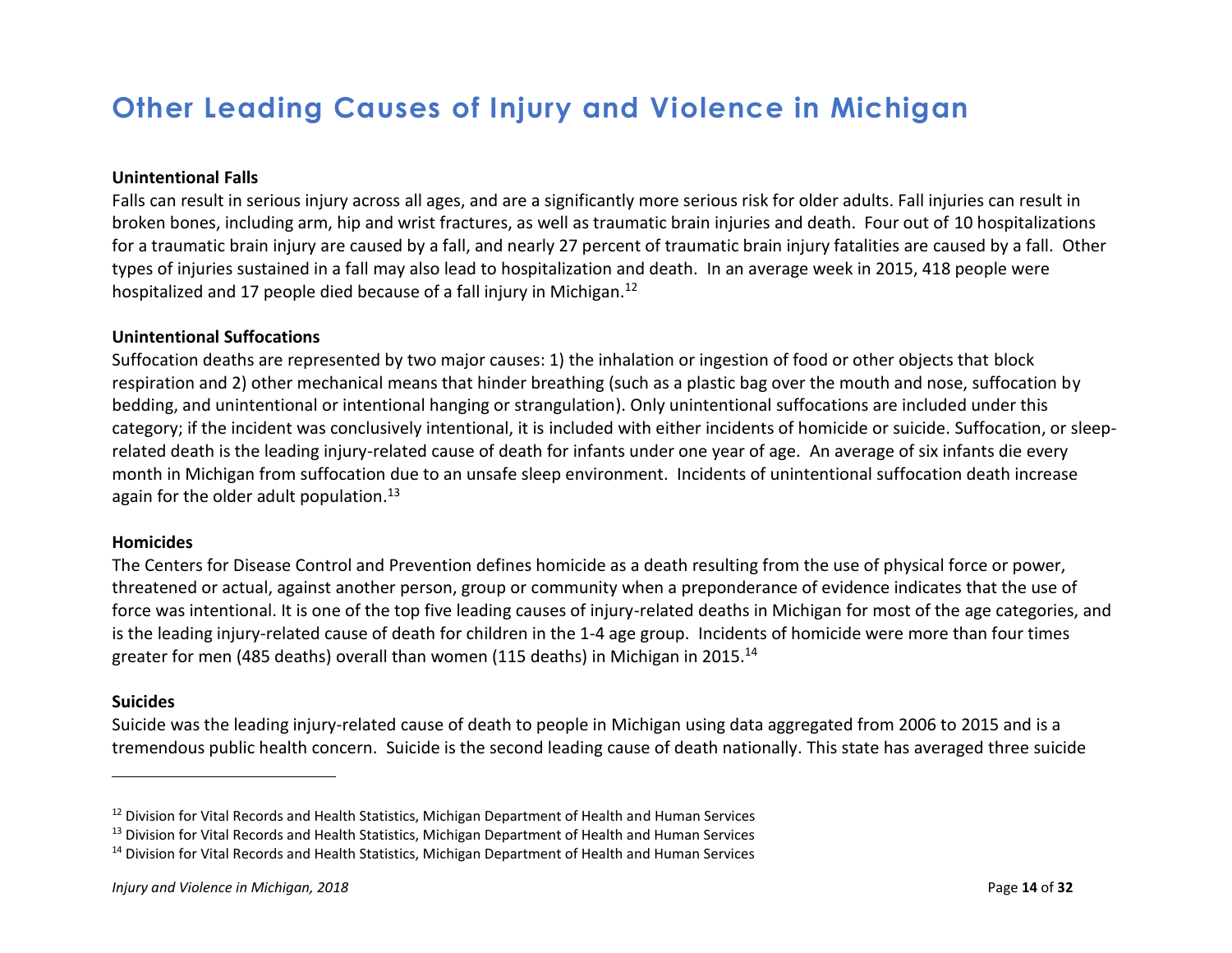# Other Leading Causes of Injury and Violence in Michigan

**Unintentional Falls**

Falls can result in serious injury across all ages, and are a significantly more serious risk for older adults. Fall injuries can result in broken bones, including arm, hip and wrist fractures, as well as traumatic brain injuries and death. Four out of 10 hospitalizations for a traumatic brain injury are caused by a fall, and nearly 27 percent of traumatic brain injury fatalities are caused by a fall. Other types of injuries sustained in a fall may also lead to hospitalization and death. In an average week in 2015, 418 people were hospitalized and 17 people died because of a fall injury in Michigan.[12]

**Unintentional Suffocations**

Suffocation deaths are represented by two major causes: 1) the inhalation or ingestion of food or other objects that block respiration and 2) other mechanical means that hinder breathing (such as a plastic bag over the mouth and nose, suffocation by bedding, and unintentional or intentional hanging or strangulation). Only unintentional suffocations are included under this category; if the incident was conclusively intentional, it is included with either incidents of homicide or suicide. Suffocation, or sleep-related death is the leading injury-related cause of death for infants under one year of age. An average of six infants die every month in Michigan from suffocation due to an unsafe sleep environment. Incidents of unintentional suffocation death increase again for the older adult population.[13]

**Homicides**

The Centers for Disease Control and Prevention defines homicide as a death resulting from the use of physical force or power, threatened or actual, against another person, group or community when a preponderance of evidence indicates that the use of force was intentional. It is one of the top five leading causes of injury-related deaths in Michigan for most of the age categories, and is the leading injury-related cause of death for children in the 1-4 age group. Incidents of homicide were more than four times greater for men (485 deaths) overall than women (115 deaths) in Michigan in 2015.[14]

**Suicides**

Suicide was the leading injury-related cause of death to people in Michigan using data aggregated from 2006 to 2015 and is a tremendous public health concern. Suicide is the second leading cause of death nationally. This state has averaged three suicide

---

[12] Division for Vital Records and Health Statistics, Michigan Department of Health and Human Services

[13] Division for Vital Records and Health Statistics, Michigan Department of Health and Human Services

[14] Division for Vital Records and Health Statistics, Michigan Department of Health and Human Services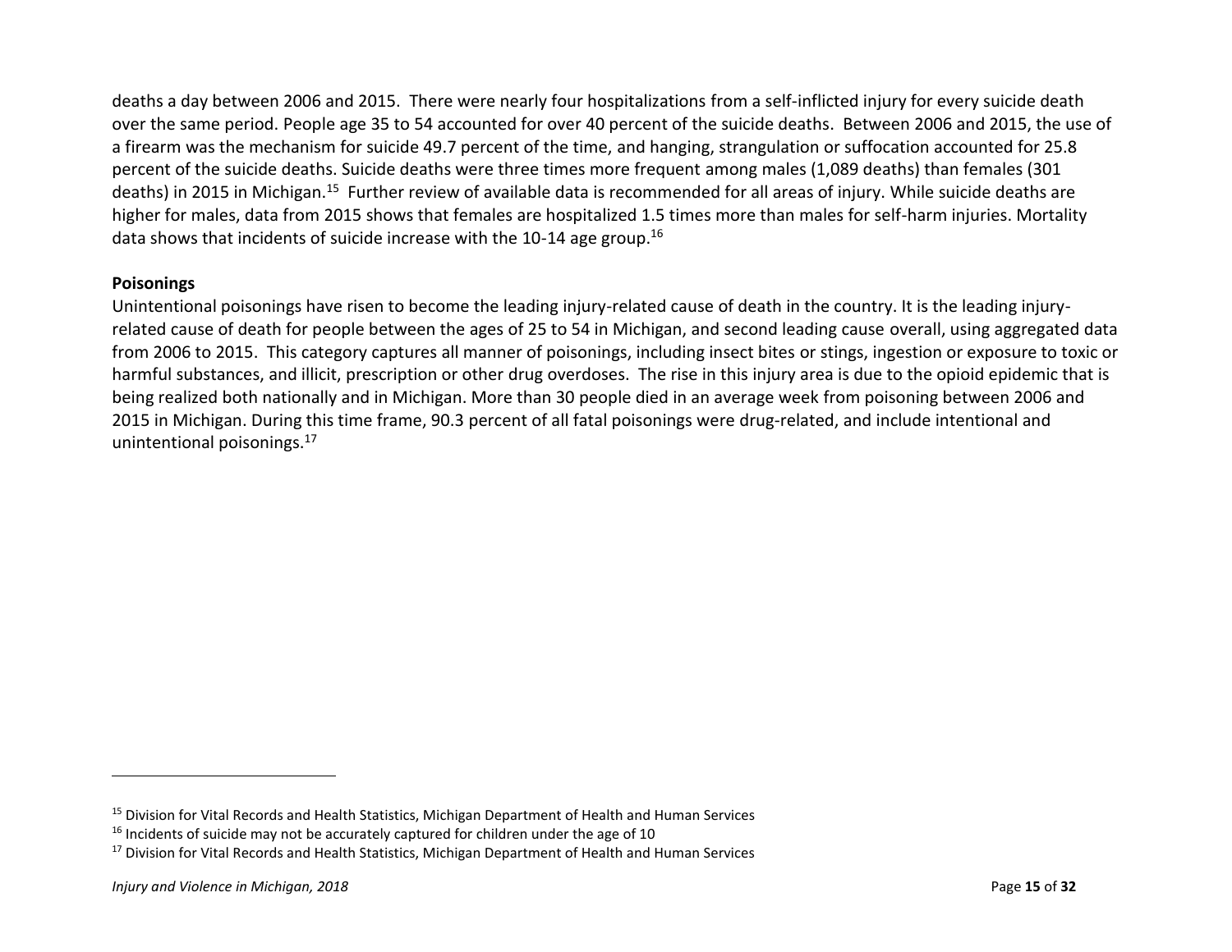deaths a day between 2006 and 2015. There were nearly four hospitalizations from a self-inflicted injury for every suicide death over the same period. People age 35 to 54 accounted for over 40 percent of the suicide deaths. Between 2006 and 2015, the use of a firearm was the mechanism for suicide 49.7 percent of the time, and hanging, strangulation or suffocation accounted for 25.8 percent of the suicide deaths. Suicide deaths were three times more frequent among males (1,089 deaths) than females (301 deaths) in 2015 in Michigan.[15] Further review of available data is recommended for all areas of injury. While suicide deaths are higher for males, data from 2015 shows that females are hospitalized 1.5 times more than males for self-harm injuries. Mortality data shows that incidents of suicide increase with the 10-14 age group.[16]

**Poisonings**

Unintentional poisonings have risen to become the leading injury-related cause of death in the country. It is the leading injury-related cause of death for people between the ages of 25 to 54 in Michigan, and second leading cause overall, using aggregated data from 2006 to 2015. This category captures all manner of poisonings, including insect bites or stings, ingestion or exposure to toxic or harmful substances, and illicit, prescription or other drug overdoses. The rise in this injury area is due to the opioid epidemic that is being realized both nationally and in Michigan. More than 30 people died in an average week from poisoning between 2006 and 2015 in Michigan. During this time frame, 90.3 percent of all fatal poisonings were drug-related, and include intentional and unintentional poisonings.[17]

---

[15] Division for Vital Records and Health Statistics, Michigan Department of Health and Human Services

[16] Incidents of suicide may not be accurately captured for children under the age of 10

[17] Division for Vital Records and Health Statistics, Michigan Department of Health and Human Services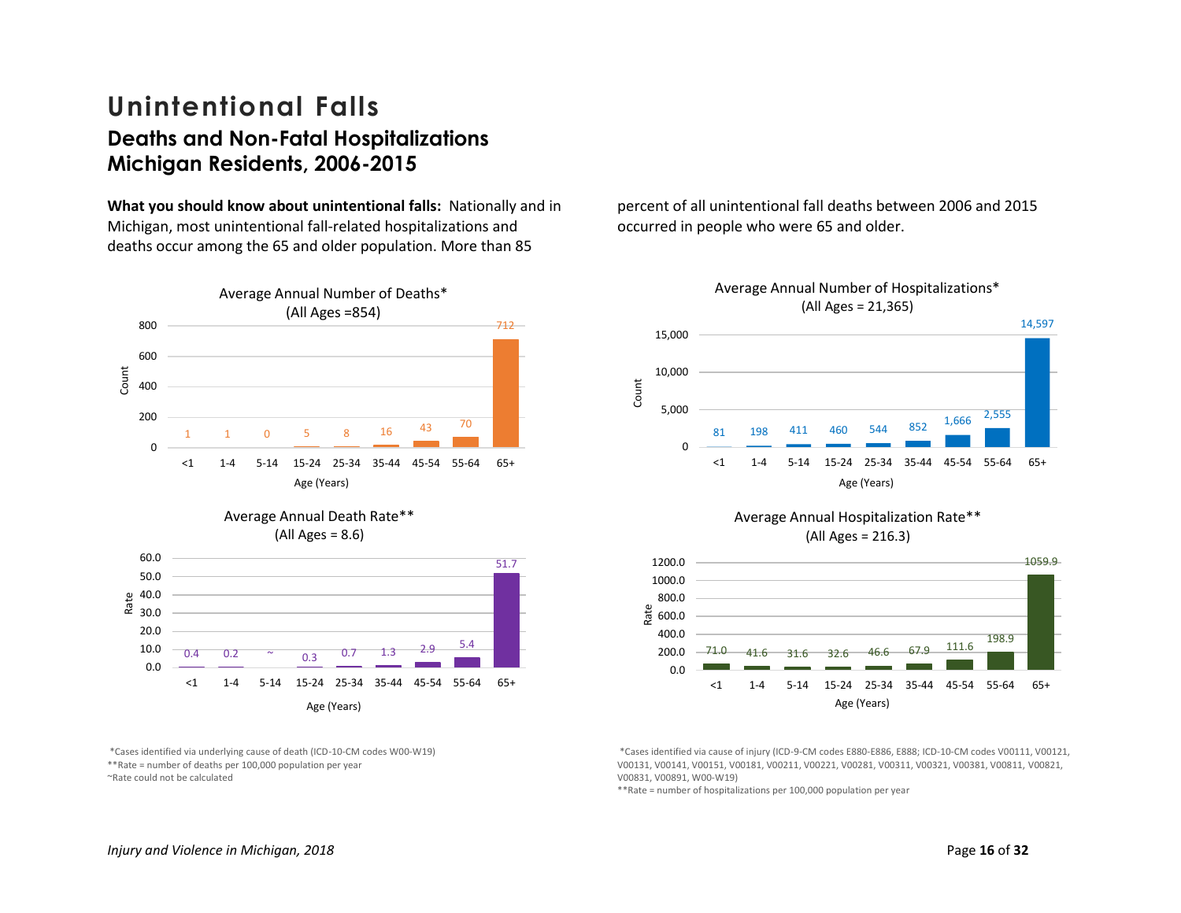# Unintentional Falls

## Deaths and Non-Fatal Hospitalizations Michigan Residents, 2006-2015

**What you should know about unintentional falls:** Nationally and in Michigan, most unintentional fall-related hospitalizations and deaths occur among the 65 and older population. More than 85 percent of all unintentional fall deaths between 2006 and 2015 occurred in people who were 65 and older.

**Average Annual Number of Deaths*** (All Ages =854)

| Age (Years) | <1 | 1-4 | 5-14 | 15-24 | 25-34 | 35-44 | 45-54 | 55-64 | 65+ |
|---|---|---|---|---|---|---|---|---|---|
| Count | 1 | 1 | 0 | 5 | 8 | 16 | 43 | 70 | 712 |

**Average Annual Number of Hospitalizations*** (All Ages = 21,365)

| Age (Years) | <1 | 1-4 | 5-14 | 15-24 | 25-34 | 35-44 | 45-54 | 55-64 | 65+ |
|---|---|---|---|---|---|---|---|---|---|
| Count | 81 | 198 | 411 | 460 | 544 | 852 | 1,666 | 2,555 | 14,597 |

**Average Annual Death Rate**** (All Ages = 8.6)

| Age (Years) | <1 | 1-4 | 5-14 | 15-24 | 25-34 | 35-44 | 45-54 | 55-64 | 65+ |
|---|---|---|---|---|---|---|---|---|---|
| Rate | 0.4 | 0.2 | ~ | 0.3 | 0.7 | 1.3 | 2.9 | 5.4 | 51.7 |

**Average Annual Hospitalization Rate**** (All Ages = 216.3)

| Age (Years) | <1 | 1-4 | 5-14 | 15-24 | 25-34 | 35-44 | 45-54 | 55-64 | 65+ |
|---|---|---|---|---|---|---|---|---|---|
| Rate | 71.0 | 41.6 | 31.6 | 32.6 | 46.6 | 67.9 | 111.6 | 198.9 | 1059.9 |

*Cases identified via underlying cause of death (ICD-10-CM codes W00-W19)
**Rate = number of deaths per 100,000 population per year
~Rate could not be calculated

*Cases identified via cause of injury (ICD-9-CM codes E880-E886, E888; ICD-10-CM codes V00111, V00121, V00131, V00141, V00151, V00181, V00211, V00221, V00281, V00311, V00321, V00381, V00811, V00821, V00831, V00891, W00-W19)
**Rate = number of hospitalizations per 100,000 population per year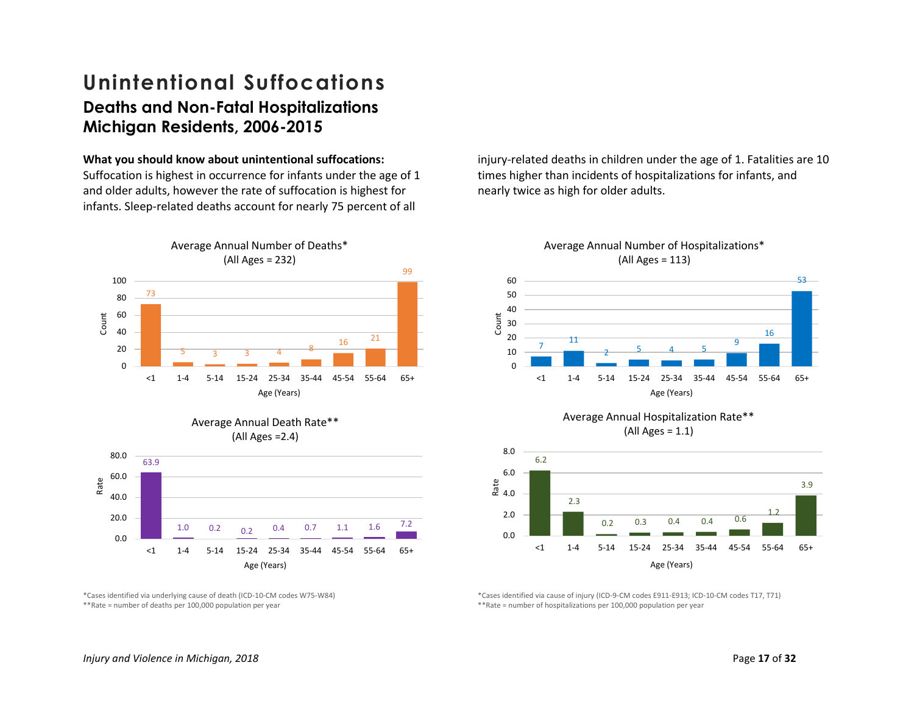# Unintentional Suffocations

## Deaths and Non-Fatal Hospitalizations
## Michigan Residents, 2006-2015

**What you should know about unintentional suffocations:**
Suffocation is highest in occurrence for infants under the age of 1 and older adults, however the rate of suffocation is highest for infants. Sleep-related deaths account for nearly 75 percent of all injury-related deaths in children under the age of 1. Fatalities are 10 times higher than incidents of hospitalizations for infants, and nearly twice as high for older adults.

**Average Annual Number of Deaths***
(All Ages = 232)

| Age (Years) | <1 | 1-4 | 5-14 | 15-24 | 25-34 | 35-44 | 45-54 | 55-64 | 65+ |
|---|---|---|---|---|---|---|---|---|---|
| Count | 73 | 5 | 3 | 3 | 4 | 8 | 16 | 21 | 99 |

**Average Annual Number of Hospitalizations***
(All Ages = 113)

| Age (Years) | <1 | 1-4 | 5-14 | 15-24 | 25-34 | 35-44 | 45-54 | 55-64 | 65+ |
|---|---|---|---|---|---|---|---|---|---|
| Count | 7 | 11 | 2 | 5 | 4 | 5 | 9 | 16 | 53 |

**Average Annual Death Rate****
(All Ages =2.4)

| Age (Years) | <1 | 1-4 | 5-14 | 15-24 | 25-34 | 35-44 | 45-54 | 55-64 | 65+ |
|---|---|---|---|---|---|---|---|---|---|
| Rate | 63.9 | 1.0 | 0.2 | 0.2 | 0.4 | 0.7 | 1.1 | 1.6 | 7.2 |

**Average Annual Hospitalization Rate****
(All Ages = 1.1)

| Age (Years) | <1 | 1-4 | 5-14 | 15-24 | 25-34 | 35-44 | 45-54 | 55-64 | 65+ |
|---|---|---|---|---|---|---|---|---|---|
| Rate | 6.2 | 2.3 | 0.2 | 0.3 | 0.4 | 0.4 | 0.6 | 1.2 | 3.9 |

*Cases identified via underlying cause of death (ICD-10-CM codes W75-W84)
**Rate = number of deaths per 100,000 population per year

*Cases identified via cause of injury (ICD-9-CM codes E911-E913; ICD-10-CM codes T17, T71)
**Rate = number of hospitalizations per 100,000 population per year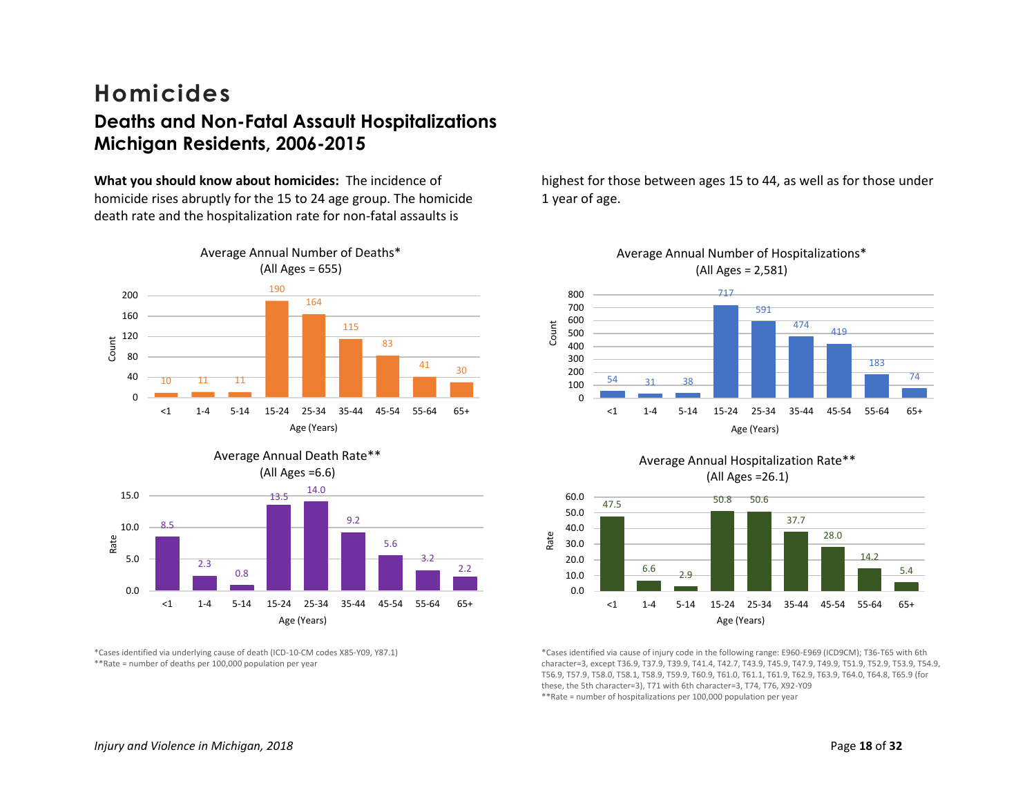# Homicides

## Deaths and Non-Fatal Assault Hospitalizations Michigan Residents, 2006-2015

**What you should know about homicides:** The incidence of homicide rises abruptly for the 15 to 24 age group. The homicide death rate and the hospitalization rate for non-fatal assaults is highest for those between ages 15 to 44, as well as for those under 1 year of age.

Average Annual Number of Deaths*
(All Ages = 655)

| Age (Years) | <1 | 1-4 | 5-14 | 15-24 | 25-34 | 35-44 | 45-54 | 55-64 | 65+ |
|---|---|---|---|---|---|---|---|---|---|
| Count | 10 | 11 | 11 | 190 | 164 | 115 | 83 | 41 | 30 |

Average Annual Death Rate**
(All Ages =6.6)

| Age (Years) | <1 | 1-4 | 5-14 | 15-24 | 25-34 | 35-44 | 45-54 | 55-64 | 65+ |
|---|---|---|---|---|---|---|---|---|---|
| Rate | 8.5 | 2.3 | 0.8 | 13.5 | 14.0 | 9.2 | 5.6 | 3.2 | 2.2 |

*Cases identified via underlying cause of death (ICD-10-CM codes X85-Y09, Y87.1)
**Rate = number of deaths per 100,000 population per year

Average Annual Number of Hospitalizations*
(All Ages = 2,581)

| Age (Years) | <1 | 1-4 | 5-14 | 15-24 | 25-34 | 35-44 | 45-54 | 55-64 | 65+ |
|---|---|---|---|---|---|---|---|---|---|
| Count | 54 | 31 | 38 | 717 | 591 | 474 | 419 | 183 | 74 |

Average Annual Hospitalization Rate**
(All Ages =26.1)

| Age (Years) | <1 | 1-4 | 5-14 | 15-24 | 25-34 | 35-44 | 45-54 | 55-64 | 65+ |
|---|---|---|---|---|---|---|---|---|---|
| Rate | 47.5 | 6.6 | 2.9 | 50.8 | 50.6 | 37.7 | 28.0 | 14.2 | 5.4 |

*Cases identified via cause of injury code in the following range: E960-E969 (ICD9CM); T36-T65 with 6th character=3, except T36.9, T37.9, T39.9, T41.4, T42.7, T43.9, T45.9, T47.9, T49.9, T51.9, T52.9, T53.9, T54.9, T56.9, T57.9, T58.0, T58.1, T58.9, T59.9, T60.9, T61.0, T61.1, T61.9, T62.9, T63.9, T64.0, T64.8, T65.9 (for these, the 5th character=3), T71 with 6th character=3, T74, T76, X92-Y09
**Rate = number of hospitalizations per 100,000 population per year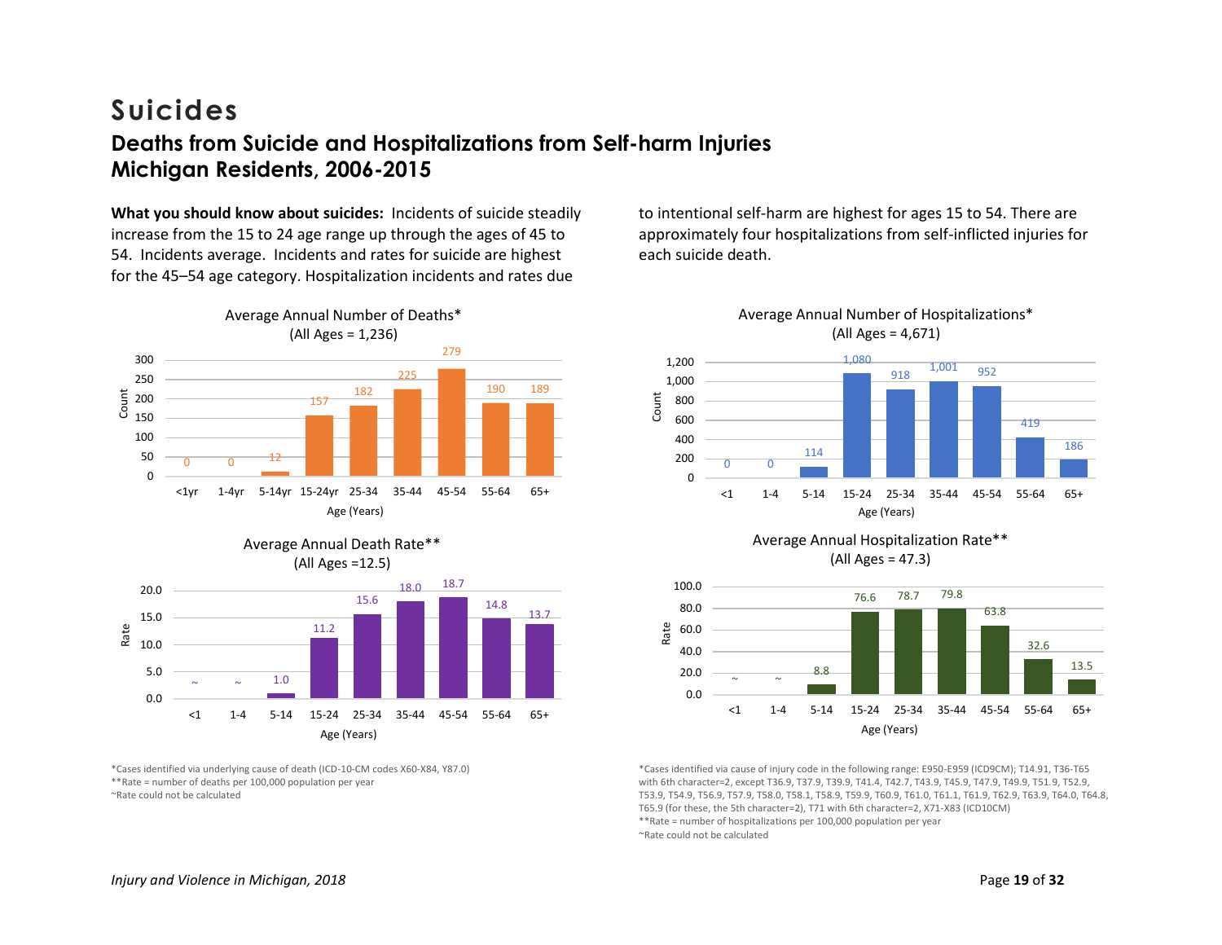# Suicides

## Deaths from Suicide and Hospitalizations from Self-harm Injuries Michigan Residents, 2006-2015

**What you should know about suicides:** Incidents of suicide steadily increase from the 15 to 24 age range up through the ages of 45 to 54. Incidents average. Incidents and rates for suicide are highest for the 45–54 age category. Hospitalization incidents and rates due to intentional self-harm are highest for ages 15 to 54. There are approximately four hospitalizations from self-inflicted injuries for each suicide death.

### Average Annual Number of Deaths* (All Ages = 1,236)

| Age (Years) | <1yr | 1-4yr | 5-14yr | 15-24yr | 25-34 | 35-44 | 45-54 | 55-64 | 65+ |
|---|---|---|---|---|---|---|---|---|---|
| Count | 0 | 0 | 12 | 157 | 182 | 225 | 279 | 190 | 189 |

### Average Annual Death Rate** (All Ages =12.5)

| Age (Years) | <1 | 1-4 | 5-14 | 15-24 | 25-34 | 35-44 | 45-54 | 55-64 | 65+ |
|---|---|---|---|---|---|---|---|---|---|
| Rate | ~ | ~ | 1.0 | 11.2 | 15.6 | 18.0 | 18.7 | 14.8 | 13.7 |

*Cases identified via underlying cause of death (ICD-10-CM codes X60-X84, Y87.0)
**Rate = number of deaths per 100,000 population per year
~Rate could not be calculated

### Average Annual Number of Hospitalizations* (All Ages = 4,671)

| Age (Years) | <1 | 1-4 | 5-14 | 15-24 | 25-34 | 35-44 | 45-54 | 55-64 | 65+ |
|---|---|---|---|---|---|---|---|---|---|
| Count | 0 | 0 | 114 | 1,080 | 918 | 1,001 | 952 | 419 | 186 |

### Average Annual Hospitalization Rate** (All Ages = 47.3)

| Age (Years) | <1 | 1-4 | 5-14 | 15-24 | 25-34 | 35-44 | 45-54 | 55-64 | 65+ |
|---|---|---|---|---|---|---|---|---|---|
| Rate | ~ | ~ | 8.8 | 76.6 | 78.7 | 79.8 | 63.8 | 32.6 | 13.5 |

*Cases identified via cause of injury code in the following range: E950-E959 (ICD9CM); T14.91, T36-T65 with 6th character=2, except T36.9, T37.9, T39.9, T41.4, T42.7, T43.9, T45.9, T47.9, T49.9, T51.9, T52.9, T53.9, T54.9, T56.9, T57.9, T58.0, T58.1, T58.9, T59.9, T60.9, T61.0, T61.1, T61.9, T62.9, T63.9, T64.0, T64.8, T65.9 (for these, the 5th character=2), T71 with 6th character=2, X71-X83 (ICD10CM)
**Rate = number of hospitalizations per 100,000 population per year
~Rate could not be calculated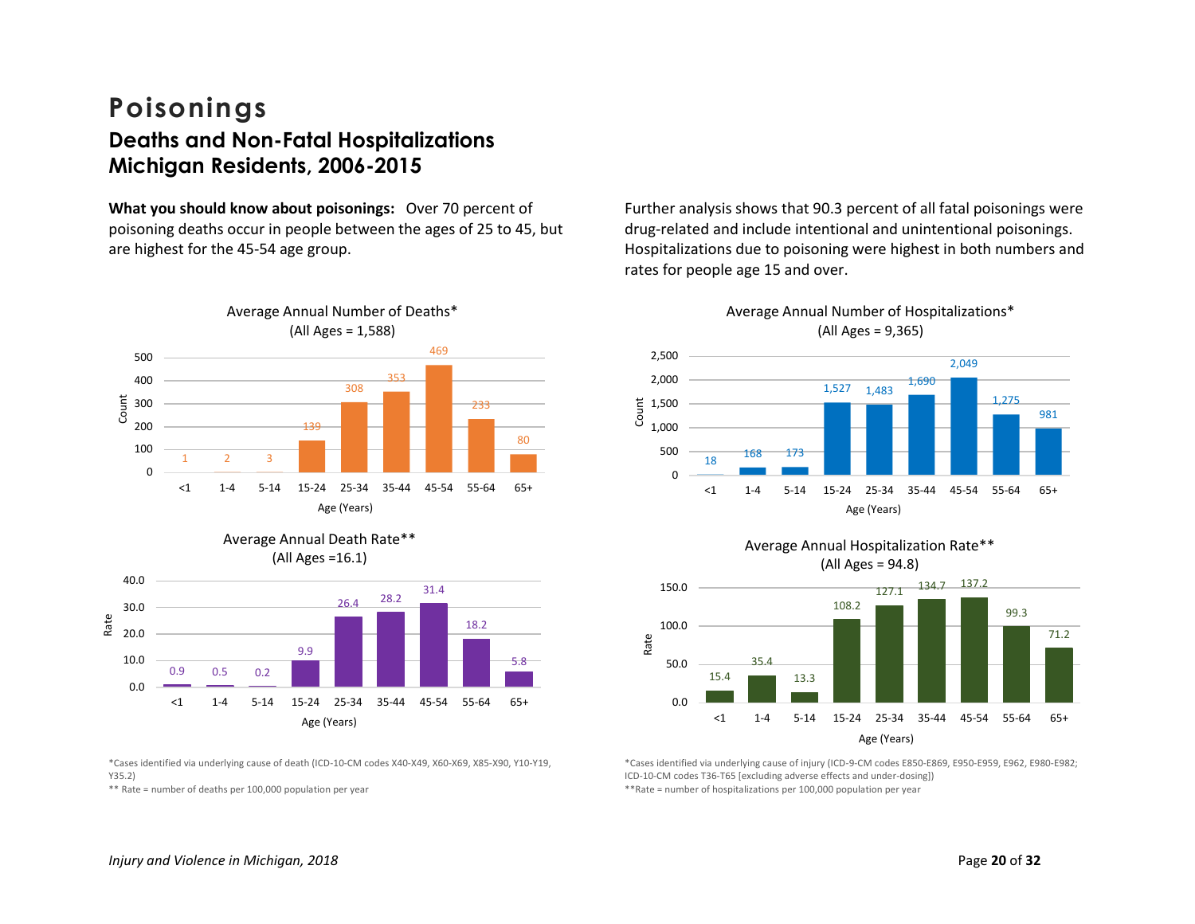# Poisonings

## Deaths and Non-Fatal Hospitalizations Michigan Residents, 2006-2015

**What you should know about poisonings:** Over 70 percent of poisoning deaths occur in people between the ages of 25 to 45, but are highest for the 45-54 age group.

Further analysis shows that 90.3 percent of all fatal poisonings were drug-related and include intentional and unintentional poisonings. Hospitalizations due to poisoning were highest in both numbers and rates for people age 15 and over.

Average Annual Number of Deaths*
(All Ages = 1,588)

| Age (Years) | <1 | 1-4 | 5-14 | 15-24 | 25-34 | 35-44 | 45-54 | 55-64 | 65+ |
|---|---|---|---|---|---|---|---|---|---|
| Count | 1 | 2 | 3 | 139 | 308 | 353 | 469 | 233 | 80 |

Average Annual Death Rate**
(All Ages =16.1)

| Age (Years) | <1 | 1-4 | 5-14 | 15-24 | 25-34 | 35-44 | 45-54 | 55-64 | 65+ |
|---|---|---|---|---|---|---|---|---|---|
| Rate | 0.9 | 0.5 | 0.2 | 9.9 | 26.4 | 28.2 | 31.4 | 18.2 | 5.8 |

*Cases identified via underlying cause of death (ICD-10-CM codes X40-X49, X60-X69, X85-X90, Y10-Y19, Y35.2)
** Rate = number of deaths per 100,000 population per year

Average Annual Number of Hospitalizations*
(All Ages = 9,365)

| Age (Years) | <1 | 1-4 | 5-14 | 15-24 | 25-34 | 35-44 | 45-54 | 55-64 | 65+ |
|---|---|---|---|---|---|---|---|---|---|
| Count | 18 | 168 | 173 | 1,527 | 1,483 | 1,690 | 2,049 | 1,275 | 981 |

Average Annual Hospitalization Rate**
(All Ages = 94.8)

| Age (Years) | <1 | 1-4 | 5-14 | 15-24 | 25-34 | 35-44 | 45-54 | 55-64 | 65+ |
|---|---|---|---|---|---|---|---|---|---|
| Rate | 15.4 | 35.4 | 13.3 | 108.2 | 127.1 | 134.7 | 137.2 | 99.3 | 71.2 |

*Cases identified via underlying cause of injury (ICD-9-CM codes E850-E869, E950-E959, E962, E980-E982; ICD-10-CM codes T36-T65 [excluding adverse effects and under-dosing])
**Rate = number of hospitalizations per 100,000 population per year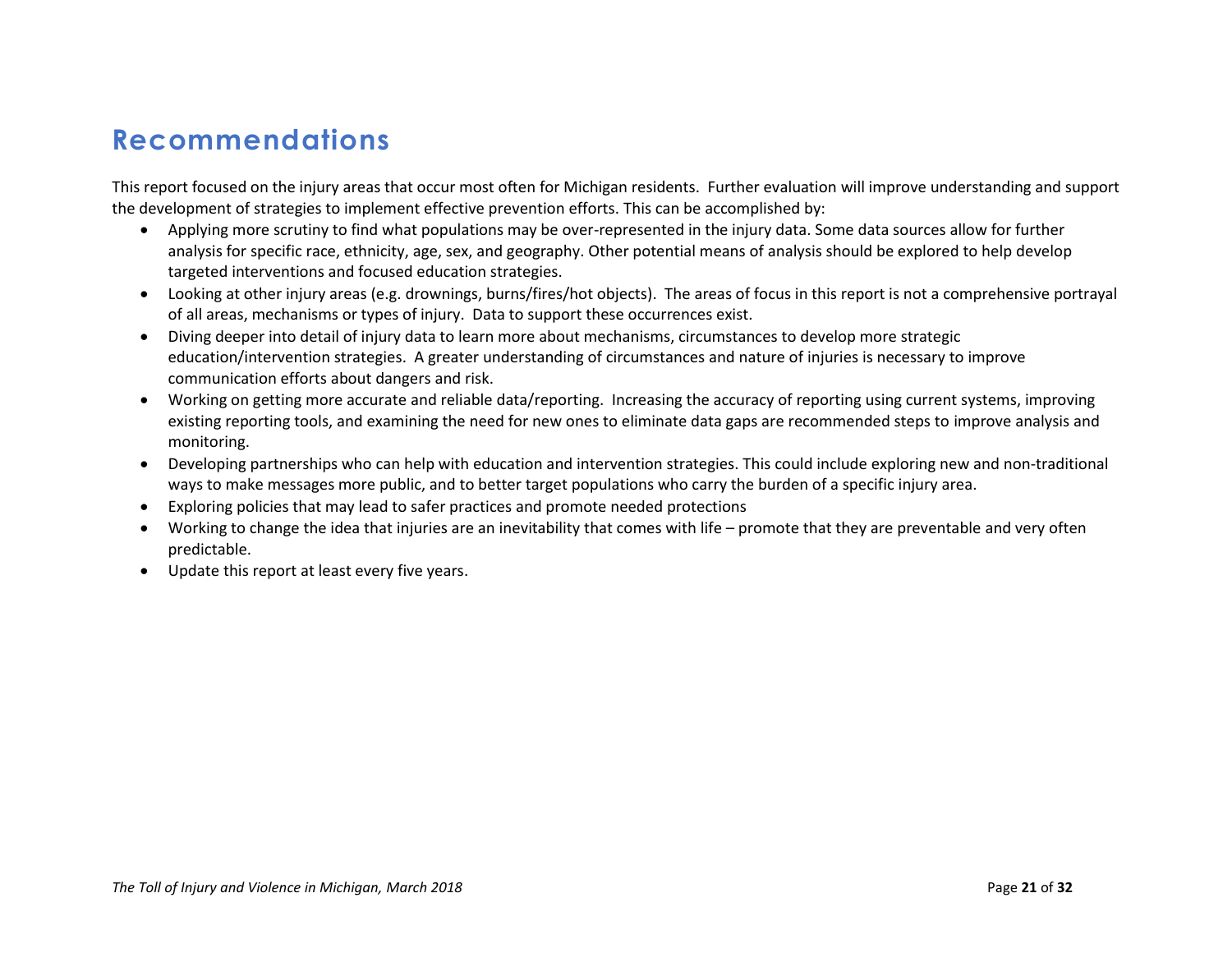# Recommendations

This report focused on the injury areas that occur most often for Michigan residents.  Further evaluation will improve understanding and support the development of strategies to implement effective prevention efforts. This can be accomplished by:

- Applying more scrutiny to find what populations may be over-represented in the injury data. Some data sources allow for further analysis for specific race, ethnicity, age, sex, and geography. Other potential means of analysis should be explored to help develop targeted interventions and focused education strategies.
- Looking at other injury areas (e.g. drownings, burns/fires/hot objects).  The areas of focus in this report is not a comprehensive portrayal of all areas, mechanisms or types of injury.  Data to support these occurrences exist.
- Diving deeper into detail of injury data to learn more about mechanisms, circumstances to develop more strategic education/intervention strategies.  A greater understanding of circumstances and nature of injuries is necessary to improve communication efforts about dangers and risk.
- Working on getting more accurate and reliable data/reporting.  Increasing the accuracy of reporting using current systems, improving existing reporting tools, and examining the need for new ones to eliminate data gaps are recommended steps to improve analysis and monitoring.
- Developing partnerships who can help with education and intervention strategies. This could include exploring new and non-traditional ways to make messages more public, and to better target populations who carry the burden of a specific injury area.
- Exploring policies that may lead to safer practices and promote needed protections
- Working to change the idea that injuries are an inevitability that comes with life – promote that they are preventable and very often predictable.
- Update this report at least every five years.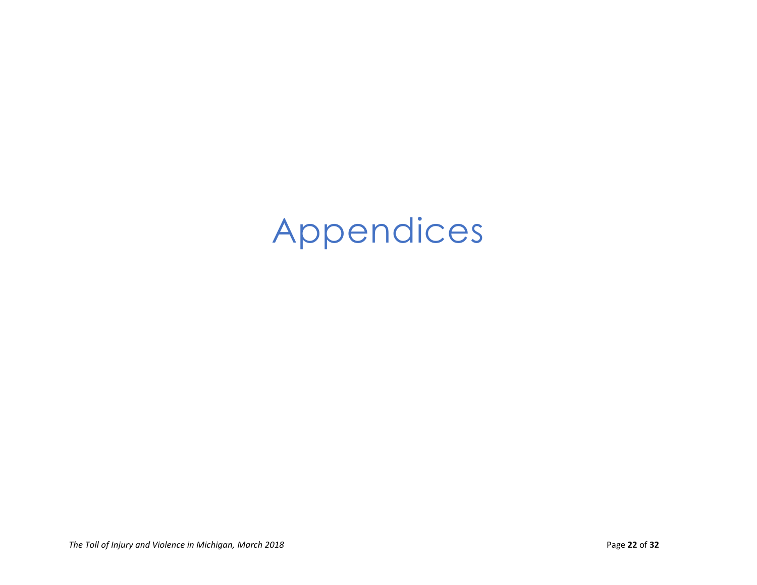# Appendices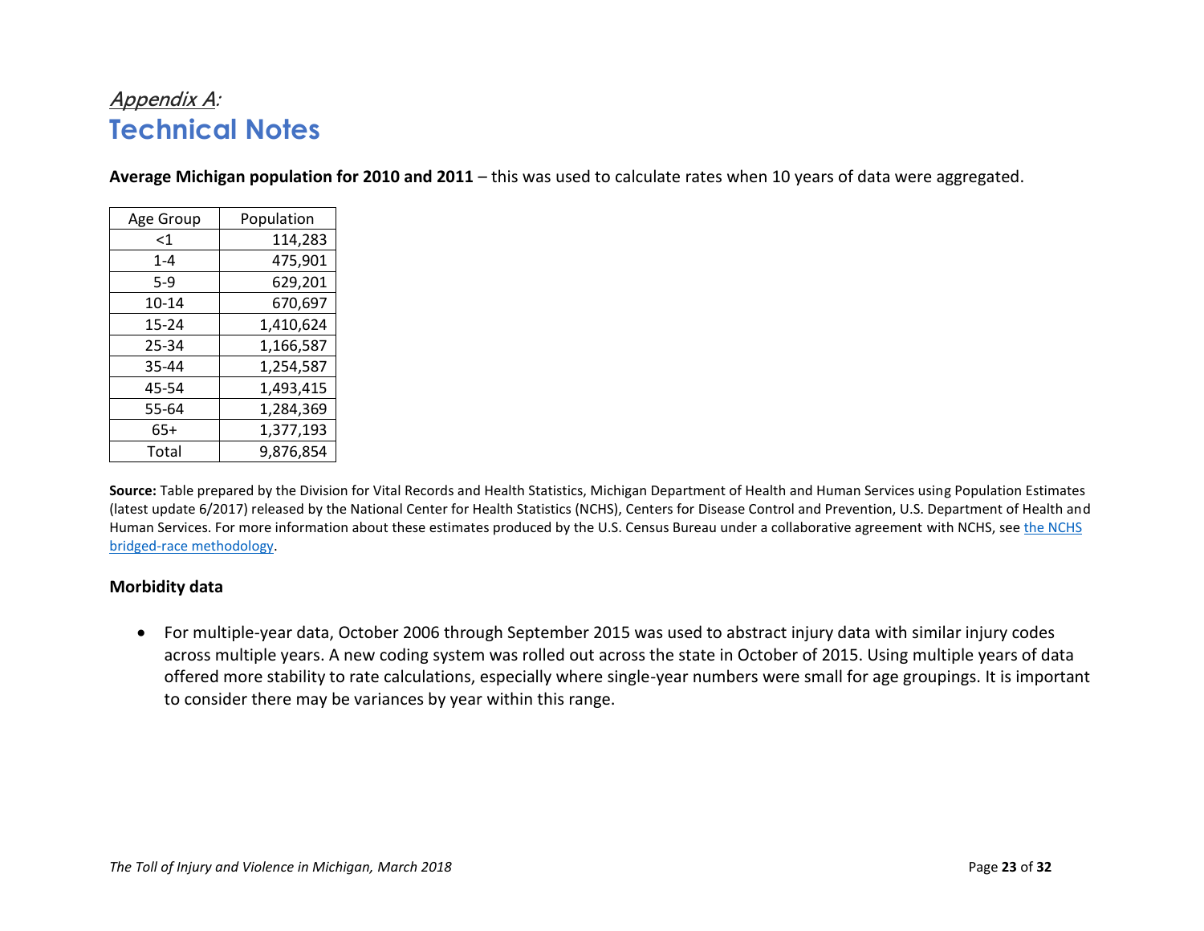*Appendix A:*

# Technical Notes

**Average Michigan population for 2010 and 2011** – this was used to calculate rates when 10 years of data were aggregated.

| Age Group | Population |
|---|---|
| <1 | 114,283 |
| 1-4 | 475,901 |
| 5-9 | 629,201 |
| 10-14 | 670,697 |
| 15-24 | 1,410,624 |
| 25-34 | 1,166,587 |
| 35-44 | 1,254,587 |
| 45-54 | 1,493,415 |
| 55-64 | 1,284,369 |
| 65+ | 1,377,193 |
| Total | 9,876,854 |

**Source:** Table prepared by the Division for Vital Records and Health Statistics, Michigan Department of Health and Human Services using Population Estimates (latest update 6/2017) released by the National Center for Health Statistics (NCHS), Centers for Disease Control and Prevention, U.S. Department of Health and Human Services. For more information about these estimates produced by the U.S. Census Bureau under a collaborative agreement with NCHS, see the NCHS bridged-race methodology.

**Morbidity data**

- For multiple-year data, October 2006 through September 2015 was used to abstract injury data with similar injury codes across multiple years. A new coding system was rolled out across the state in October of 2015. Using multiple years of data offered more stability to rate calculations, especially where single-year numbers were small for age groupings. It is important to consider there may be variances by year within this range.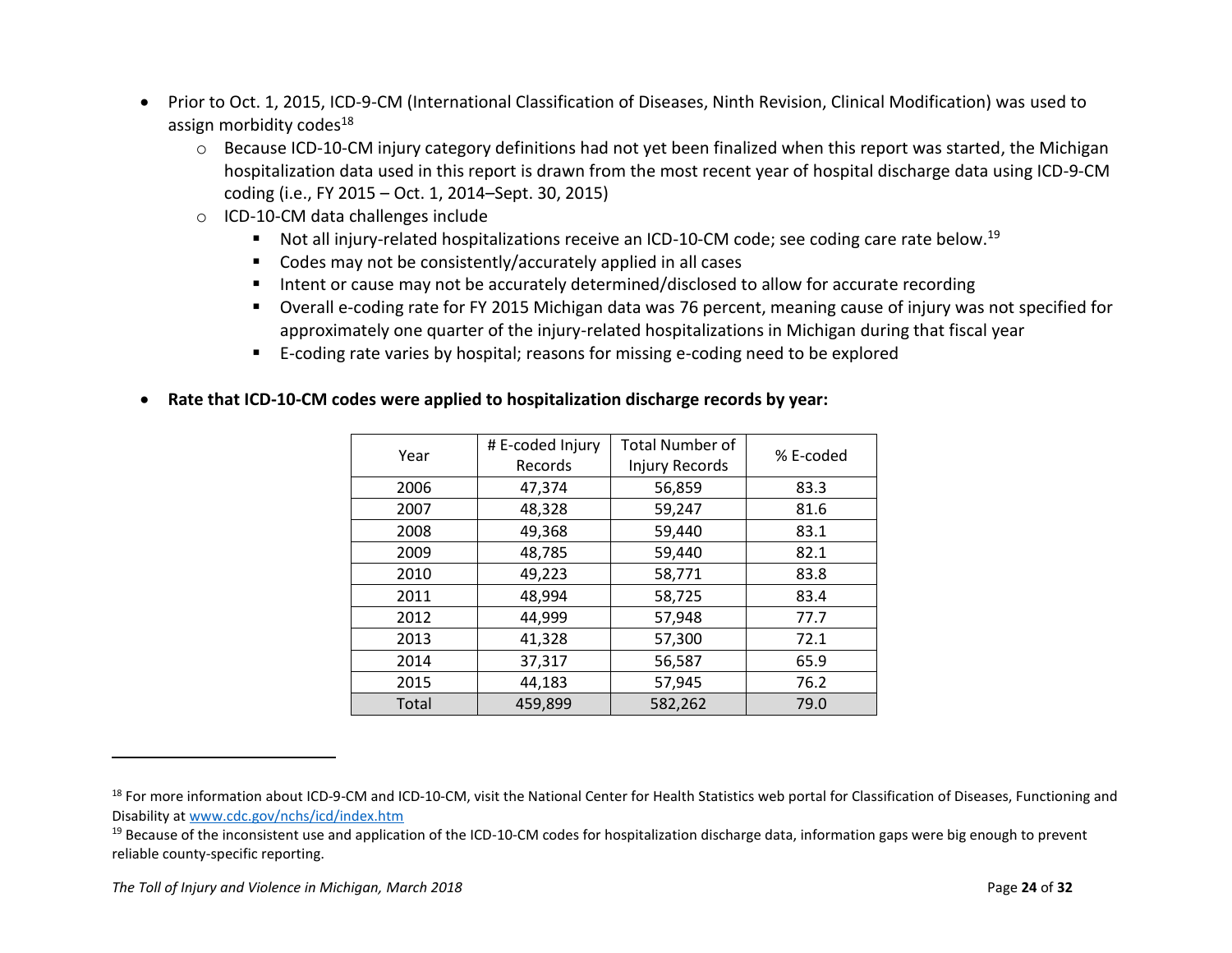- Prior to Oct. 1, 2015, ICD-9-CM (International Classification of Diseases, Ninth Revision, Clinical Modification) was used to assign morbidity codes[18]
  - Because ICD-10-CM injury category definitions had not yet been finalized when this report was started, the Michigan hospitalization data used in this report is drawn from the most recent year of hospital discharge data using ICD-9-CM coding (i.e., FY 2015 – Oct. 1, 2014–Sept. 30, 2015)
  - ICD-10-CM data challenges include
    - Not all injury-related hospitalizations receive an ICD-10-CM code; see coding care rate below.[19]
    - Codes may not be consistently/accurately applied in all cases
    - Intent or cause may not be accurately determined/disclosed to allow for accurate recording
    - Overall e-coding rate for FY 2015 Michigan data was 76 percent, meaning cause of injury was not specified for approximately one quarter of the injury-related hospitalizations in Michigan during that fiscal year
    - E-coding rate varies by hospital; reasons for missing e-coding need to be explored

- **Rate that ICD-10-CM codes were applied to hospitalization discharge records by year:**

| Year | # E-coded Injury Records | Total Number of Injury Records | % E-coded |
|---|---|---|---|
| 2006 | 47,374 | 56,859 | 83.3 |
| 2007 | 48,328 | 59,247 | 81.6 |
| 2008 | 49,368 | 59,440 | 83.1 |
| 2009 | 48,785 | 59,440 | 82.1 |
| 2010 | 49,223 | 58,771 | 83.8 |
| 2011 | 48,994 | 58,725 | 83.4 |
| 2012 | 44,999 | 57,948 | 77.7 |
| 2013 | 41,328 | 57,300 | 72.1 |
| 2014 | 37,317 | 56,587 | 65.9 |
| 2015 | 44,183 | 57,945 | 76.2 |
| Total | 459,899 | 582,262 | 79.0 |

---

[18] For more information about ICD-9-CM and ICD-10-CM, visit the National Center for Health Statistics web portal for Classification of Diseases, Functioning and Disability at www.cdc.gov/nchs/icd/index.htm

[19] Because of the inconsistent use and application of the ICD-10-CM codes for hospitalization discharge data, information gaps were big enough to prevent reliable county-specific reporting.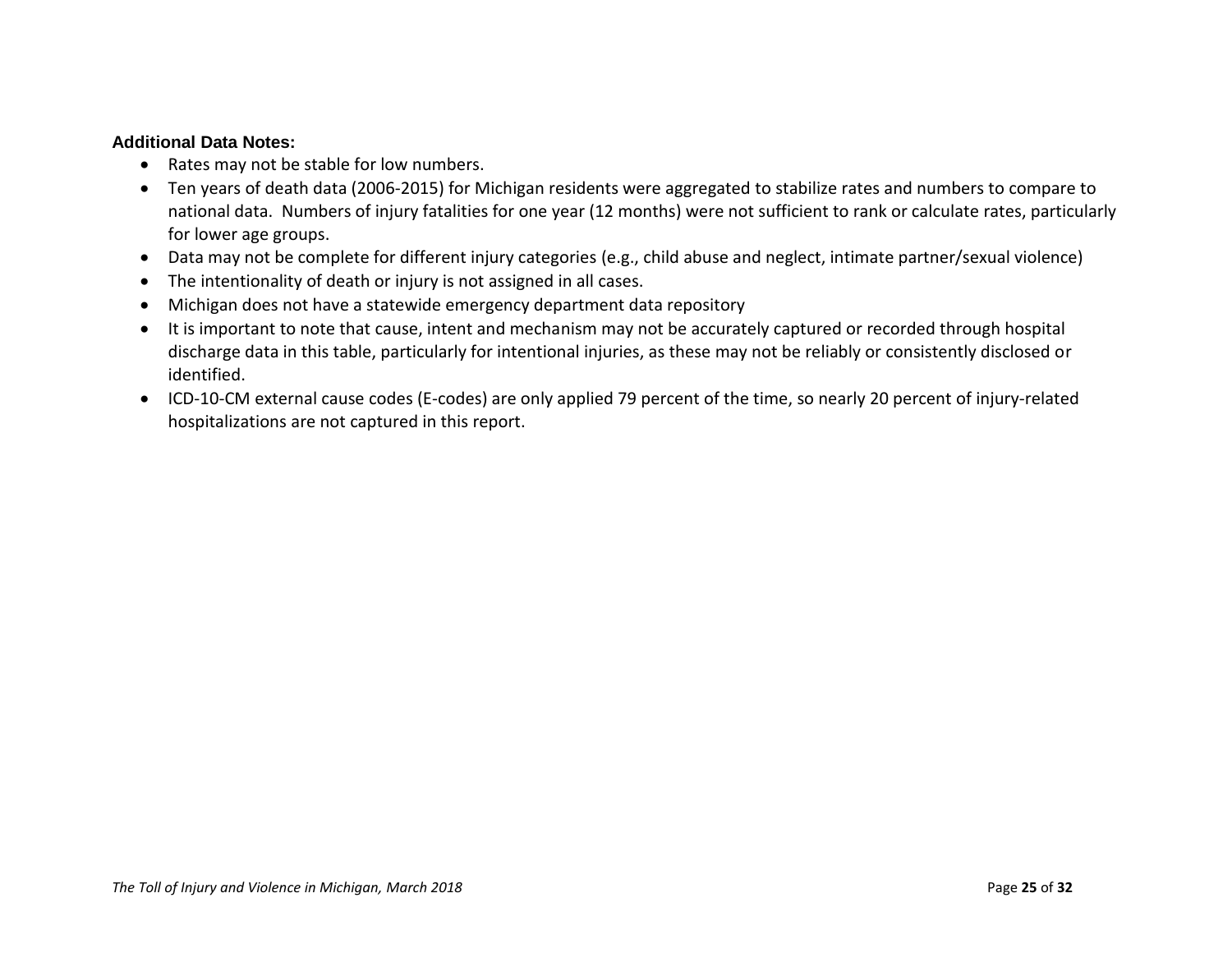**Additional Data Notes:**

- Rates may not be stable for low numbers.
- Ten years of death data (2006-2015) for Michigan residents were aggregated to stabilize rates and numbers to compare to national data. Numbers of injury fatalities for one year (12 months) were not sufficient to rank or calculate rates, particularly for lower age groups.
- Data may not be complete for different injury categories (e.g., child abuse and neglect, intimate partner/sexual violence)
- The intentionality of death or injury is not assigned in all cases.
- Michigan does not have a statewide emergency department data repository
- It is important to note that cause, intent and mechanism may not be accurately captured or recorded through hospital discharge data in this table, particularly for intentional injuries, as these may not be reliably or consistently disclosed or identified.
- ICD-10-CM external cause codes (E-codes) are only applied 79 percent of the time, so nearly 20 percent of injury-related hospitalizations are not captured in this report.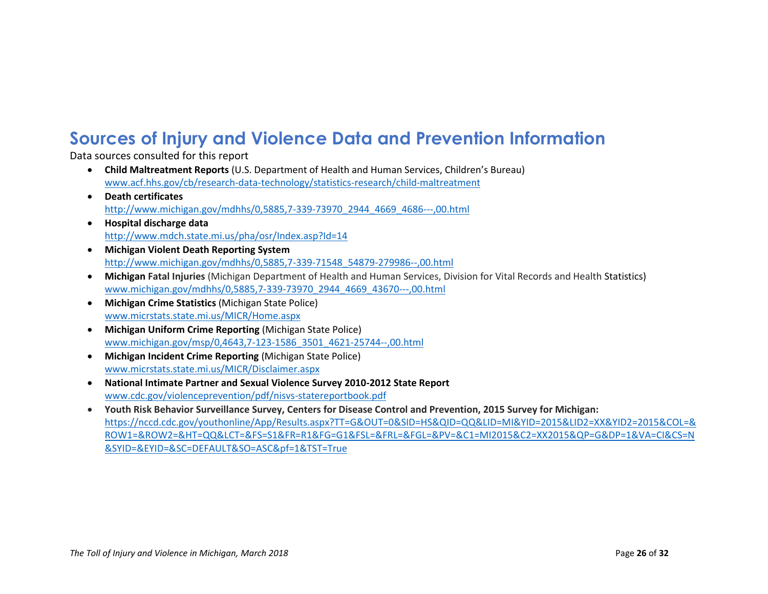# Sources of Injury and Violence Data and Prevention Information

Data sources consulted for this report

- **Child Maltreatment Reports** (U.S. Department of Health and Human Services, Children's Bureau)
  www.acf.hhs.gov/cb/research-data-technology/statistics-research/child-maltreatment
- **Death certificates**
  http://www.michigan.gov/mdhhs/0,5885,7-339-73970_2944_4669_4686---,00.html
- **Hospital discharge data**
  http://www.mdch.state.mi.us/pha/osr/Index.asp?Id=14
- **Michigan Violent Death Reporting System**
  http://www.michigan.gov/mdhhs/0,5885,7-339-71548_54879-279986--,00.html
- **Michigan Fatal Injuries** (Michigan Department of Health and Human Services, Division for Vital Records and Health Statistics)
  www.michigan.gov/mdhhs/0,5885,7-339-73970_2944_4669_43670---,00.html
- **Michigan Crime Statistics** (Michigan State Police)
  www.micrstats.state.mi.us/MICR/Home.aspx
- **Michigan Uniform Crime Reporting** (Michigan State Police)
  www.michigan.gov/msp/0,4643,7-123-1586_3501_4621-25744--,00.html
- **Michigan Incident Crime Reporting** (Michigan State Police)
  www.micrstats.state.mi.us/MICR/Disclaimer.aspx
- **National Intimate Partner and Sexual Violence Survey 2010-2012 State Report**
  www.cdc.gov/violenceprevention/pdf/nisvs-statereportbook.pdf
- **Youth Risk Behavior Surveillance Survey, Centers for Disease Control and Prevention, 2015 Survey for Michigan:**
  https://nccd.cdc.gov/youthonline/App/Results.aspx?TT=G&OUT=0&SID=HS&QID=QQ&LID=MI&YID=2015&LID2=XX&YID2=2015&COL=&ROW1=&ROW2=&HT=QQ&LCT=&FS=S1&FR=R1&FG=G1&FSL=&FRL=&FGL=&PV=&C1=MI2015&C2=XX2015&QP=G&DP=1&VA=CI&CS=N&SYID=&EYID=&SC=DEFAULT&SO=ASC&pf=1&TST=True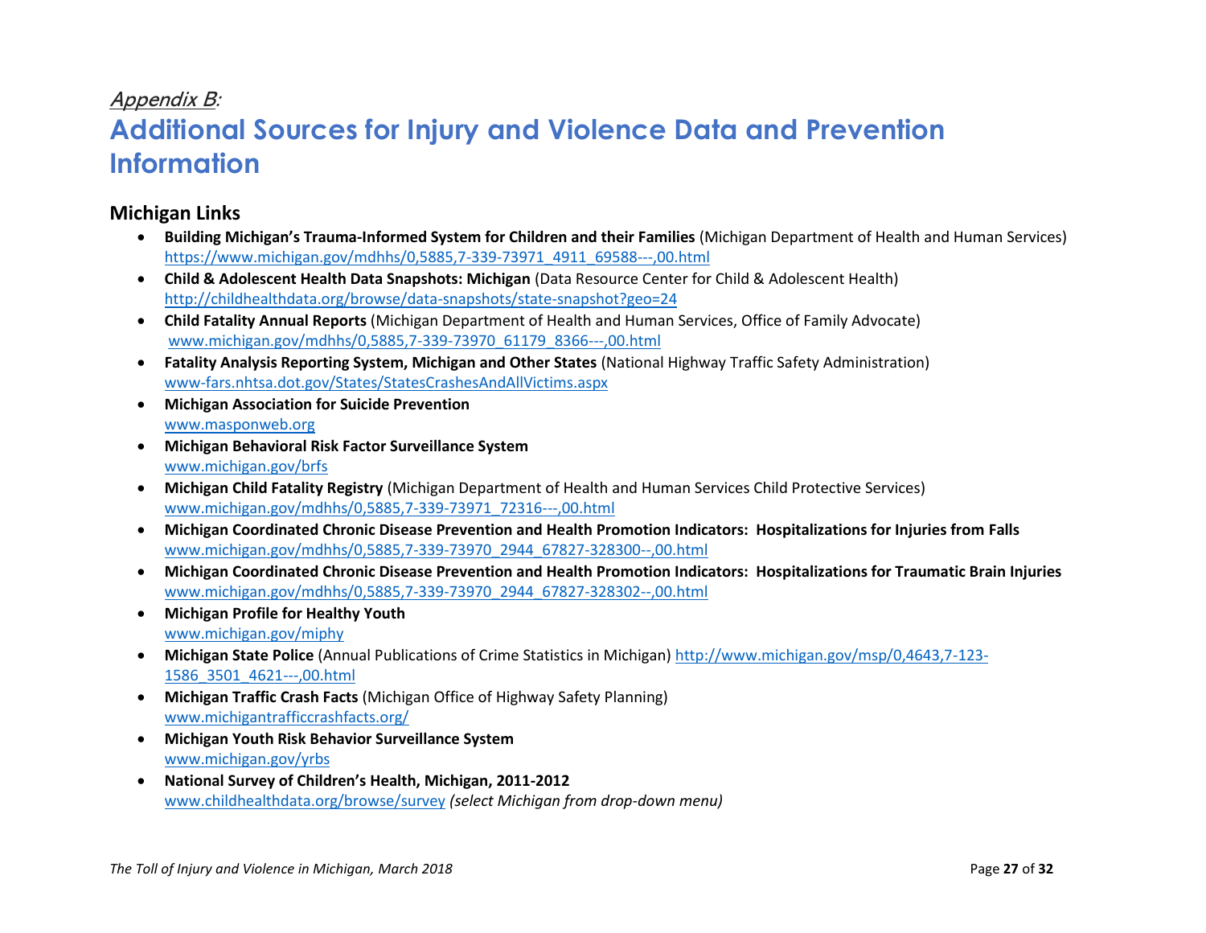*Appendix B:*

# Additional Sources for Injury and Violence Data and Prevention Information

## Michigan Links

- **Building Michigan's Trauma-Informed System for Children and their Families** (Michigan Department of Health and Human Services) https://www.michigan.gov/mdhhs/0,5885,7-339-73971_4911_69588---,00.html
- **Child & Adolescent Health Data Snapshots: Michigan** (Data Resource Center for Child & Adolescent Health) http://childhealthdata.org/browse/data-snapshots/state-snapshot?geo=24
- **Child Fatality Annual Reports** (Michigan Department of Health and Human Services, Office of Family Advocate) www.michigan.gov/mdhhs/0,5885,7-339-73970_61179_8366---,00.html
- **Fatality Analysis Reporting System, Michigan and Other States** (National Highway Traffic Safety Administration) www-fars.nhtsa.dot.gov/States/StatesCrashesAndAllVictims.aspx
- **Michigan Association for Suicide Prevention** www.masponweb.org
- **Michigan Behavioral Risk Factor Surveillance System** www.michigan.gov/brfs
- **Michigan Child Fatality Registry** (Michigan Department of Health and Human Services Child Protective Services) www.michigan.gov/mdhhs/0,5885,7-339-73971_72316---,00.html
- **Michigan Coordinated Chronic Disease Prevention and Health Promotion Indicators: Hospitalizations for Injuries from Falls** www.michigan.gov/mdhhs/0,5885,7-339-73970_2944_67827-328300--,00.html
- **Michigan Coordinated Chronic Disease Prevention and Health Promotion Indicators: Hospitalizations for Traumatic Brain Injuries** www.michigan.gov/mdhhs/0,5885,7-339-73970_2944_67827-328302--,00.html
- **Michigan Profile for Healthy Youth** www.michigan.gov/miphy
- **Michigan State Police** (Annual Publications of Crime Statistics in Michigan) http://www.michigan.gov/msp/0,4643,7-123-1586_3501_4621---,00.html
- **Michigan Traffic Crash Facts** (Michigan Office of Highway Safety Planning) www.michigantrafficcrashfacts.org/
- **Michigan Youth Risk Behavior Surveillance System** www.michigan.gov/yrbs
- **National Survey of Children's Health, Michigan, 2011-2012** www.childhealthdata.org/browse/survey *(select Michigan from drop-down menu)*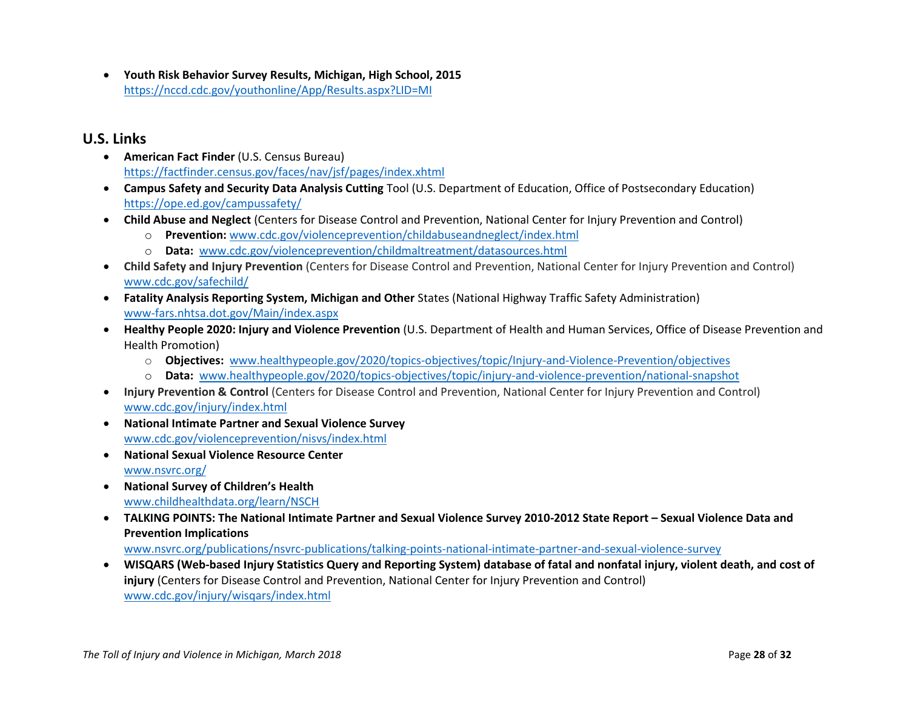- **Youth Risk Behavior Survey Results, Michigan, High School, 2015**
  https://nccd.cdc.gov/youthonline/App/Results.aspx?LID=MI

## U.S. Links

- **American Fact Finder** (U.S. Census Bureau)
  https://factfinder.census.gov/faces/nav/jsf/pages/index.xhtml
- **Campus Safety and Security Data Analysis Cutting** Tool (U.S. Department of Education, Office of Postsecondary Education)
  https://ope.ed.gov/campussafety/
- **Child Abuse and Neglect** (Centers for Disease Control and Prevention, National Center for Injury Prevention and Control)
  - **Prevention:** www.cdc.gov/violenceprevention/childabuseandneglect/index.html
  - **Data:** www.cdc.gov/violenceprevention/childmaltreatment/datasources.html
- **Child Safety and Injury Prevention** (Centers for Disease Control and Prevention, National Center for Injury Prevention and Control)
  www.cdc.gov/safechild/
- **Fatality Analysis Reporting System, Michigan and Other** States (National Highway Traffic Safety Administration)
  www-fars.nhtsa.dot.gov/Main/index.aspx
- **Healthy People 2020: Injury and Violence Prevention** (U.S. Department of Health and Human Services, Office of Disease Prevention and Health Promotion)
  - **Objectives:** www.healthypeople.gov/2020/topics-objectives/topic/Injury-and-Violence-Prevention/objectives
  - **Data:** www.healthypeople.gov/2020/topics-objectives/topic/injury-and-violence-prevention/national-snapshot
- **Injury Prevention & Control** (Centers for Disease Control and Prevention, National Center for Injury Prevention and Control)
  www.cdc.gov/injury/index.html
- **National Intimate Partner and Sexual Violence Survey**
  www.cdc.gov/violenceprevention/nisvs/index.html
- **National Sexual Violence Resource Center**
  www.nsvrc.org/
- **National Survey of Children's Health**
  www.childhealthdata.org/learn/NSCH
- **TALKING POINTS: The National Intimate Partner and Sexual Violence Survey 2010-2012 State Report – Sexual Violence Data and Prevention Implications**
  www.nsvrc.org/publications/nsvrc-publications/talking-points-national-intimate-partner-and-sexual-violence-survey
- **WISQARS (Web-based Injury Statistics Query and Reporting System) database of fatal and nonfatal injury, violent death, and cost of injury** (Centers for Disease Control and Prevention, National Center for Injury Prevention and Control)
  www.cdc.gov/injury/wisqars/index.html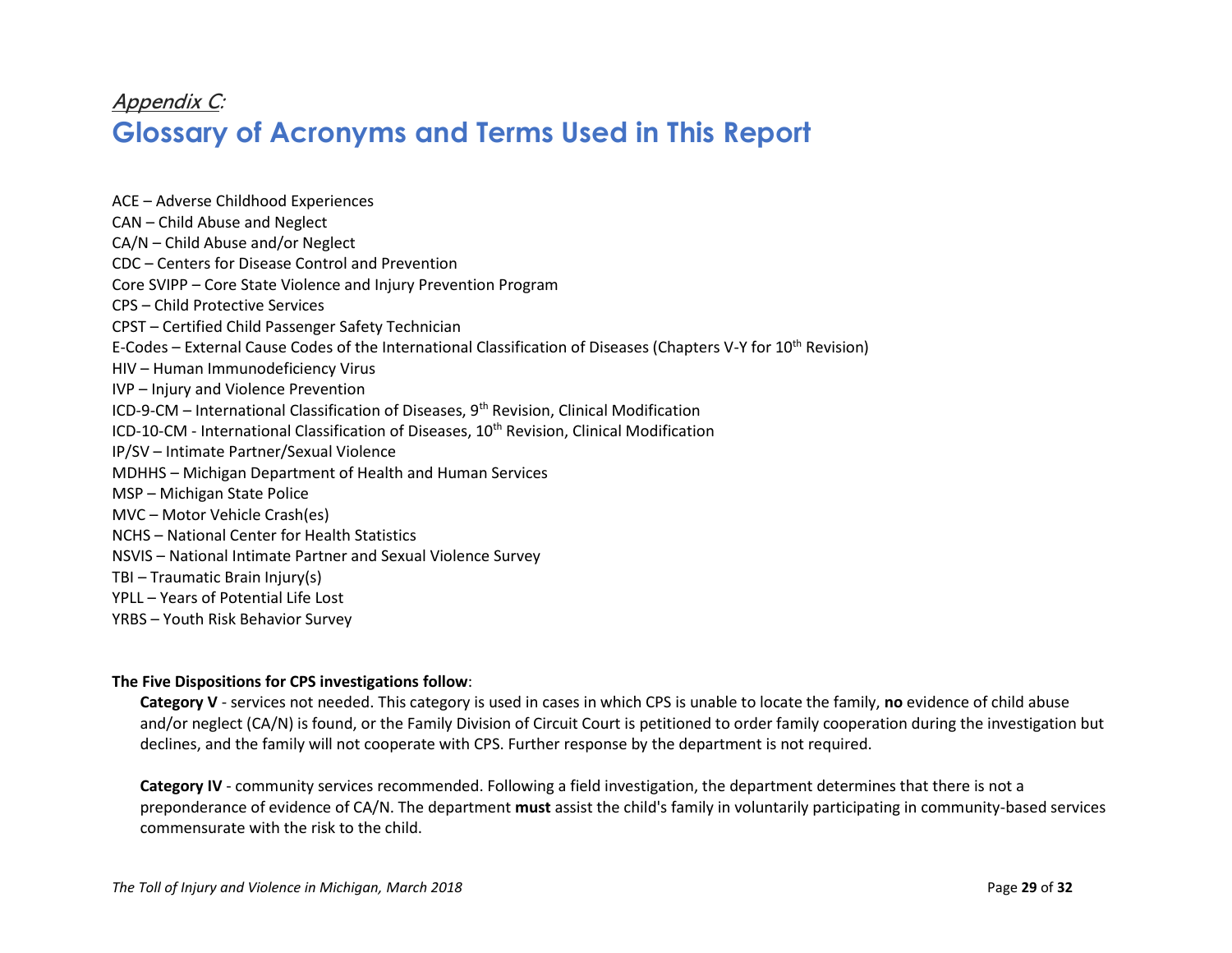## *Appendix C*:

# Glossary of Acronyms and Terms Used in This Report

ACE – Adverse Childhood Experiences
CAN – Child Abuse and Neglect
CA/N – Child Abuse and/or Neglect
CDC – Centers for Disease Control and Prevention
Core SVIPP – Core State Violence and Injury Prevention Program
CPS – Child Protective Services
CPST – Certified Child Passenger Safety Technician
E-Codes – External Cause Codes of the International Classification of Diseases (Chapters V-Y for 10th Revision)
HIV – Human Immunodeficiency Virus
IVP – Injury and Violence Prevention
ICD-9-CM – International Classification of Diseases, 9th Revision, Clinical Modification
ICD-10-CM - International Classification of Diseases, 10th Revision, Clinical Modification
IP/SV – Intimate Partner/Sexual Violence
MDHHS – Michigan Department of Health and Human Services
MSP – Michigan State Police
MVC – Motor Vehicle Crash(es)
NCHS – National Center for Health Statistics
NSVIS – National Intimate Partner and Sexual Violence Survey
TBI – Traumatic Brain Injury(s)
YPLL – Years of Potential Life Lost
YRBS – Youth Risk Behavior Survey

**The Five Dispositions for CPS investigations follow**:

**Category V** - services not needed. This category is used in cases in which CPS is unable to locate the family, **no** evidence of child abuse and/or neglect (CA/N) is found, or the Family Division of Circuit Court is petitioned to order family cooperation during the investigation but declines, and the family will not cooperate with CPS. Further response by the department is not required.

**Category IV** - community services recommended. Following a field investigation, the department determines that there is not a preponderance of evidence of CA/N. The department **must** assist the child's family in voluntarily participating in community-based services commensurate with the risk to the child.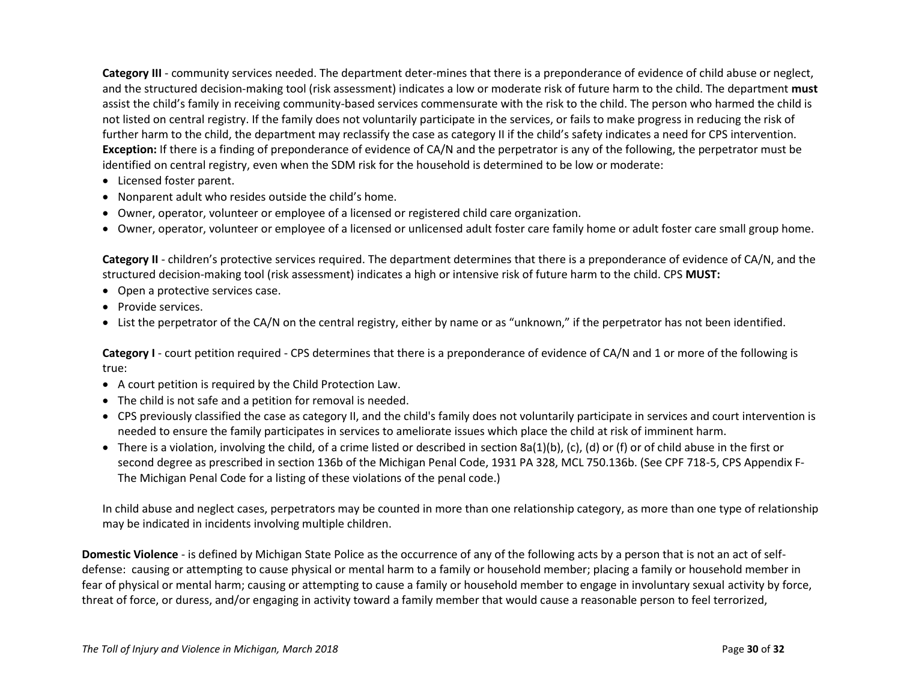**Category III** - community services needed. The department deter-mines that there is a preponderance of evidence of child abuse or neglect, and the structured decision-making tool (risk assessment) indicates a low or moderate risk of future harm to the child. The department **must** assist the child's family in receiving community-based services commensurate with the risk to the child. The person who harmed the child is not listed on central registry. If the family does not voluntarily participate in the services, or fails to make progress in reducing the risk of further harm to the child, the department may reclassify the case as category II if the child's safety indicates a need for CPS intervention. **Exception:** If there is a finding of preponderance of evidence of CA/N and the perpetrator is any of the following, the perpetrator must be identified on central registry, even when the SDM risk for the household is determined to be low or moderate:

- Licensed foster parent.
- Nonparent adult who resides outside the child's home.
- Owner, operator, volunteer or employee of a licensed or registered child care organization.
- Owner, operator, volunteer or employee of a licensed or unlicensed adult foster care family home or adult foster care small group home.

**Category II** - children's protective services required. The department determines that there is a preponderance of evidence of CA/N, and the structured decision-making tool (risk assessment) indicates a high or intensive risk of future harm to the child. CPS **MUST:**

- Open a protective services case.
- Provide services.
- List the perpetrator of the CA/N on the central registry, either by name or as "unknown," if the perpetrator has not been identified.

**Category I** - court petition required - CPS determines that there is a preponderance of evidence of CA/N and 1 or more of the following is true:

- A court petition is required by the Child Protection Law.
- The child is not safe and a petition for removal is needed.
- CPS previously classified the case as category II, and the child's family does not voluntarily participate in services and court intervention is needed to ensure the family participates in services to ameliorate issues which place the child at risk of imminent harm.
- There is a violation, involving the child, of a crime listed or described in section 8a(1)(b), (c), (d) or (f) or of child abuse in the first or second degree as prescribed in section 136b of the Michigan Penal Code, 1931 PA 328, MCL 750.136b. (See CPF 718-5, CPS Appendix F-The Michigan Penal Code for a listing of these violations of the penal code.)

In child abuse and neglect cases, perpetrators may be counted in more than one relationship category, as more than one type of relationship may be indicated in incidents involving multiple children.

**Domestic Violence** - is defined by Michigan State Police as the occurrence of any of the following acts by a person that is not an act of self-defense: causing or attempting to cause physical or mental harm to a family or household member; placing a family or household member in fear of physical or mental harm; causing or attempting to cause a family or household member to engage in involuntary sexual activity by force, threat of force, or duress, and/or engaging in activity toward a family member that would cause a reasonable person to feel terrorized,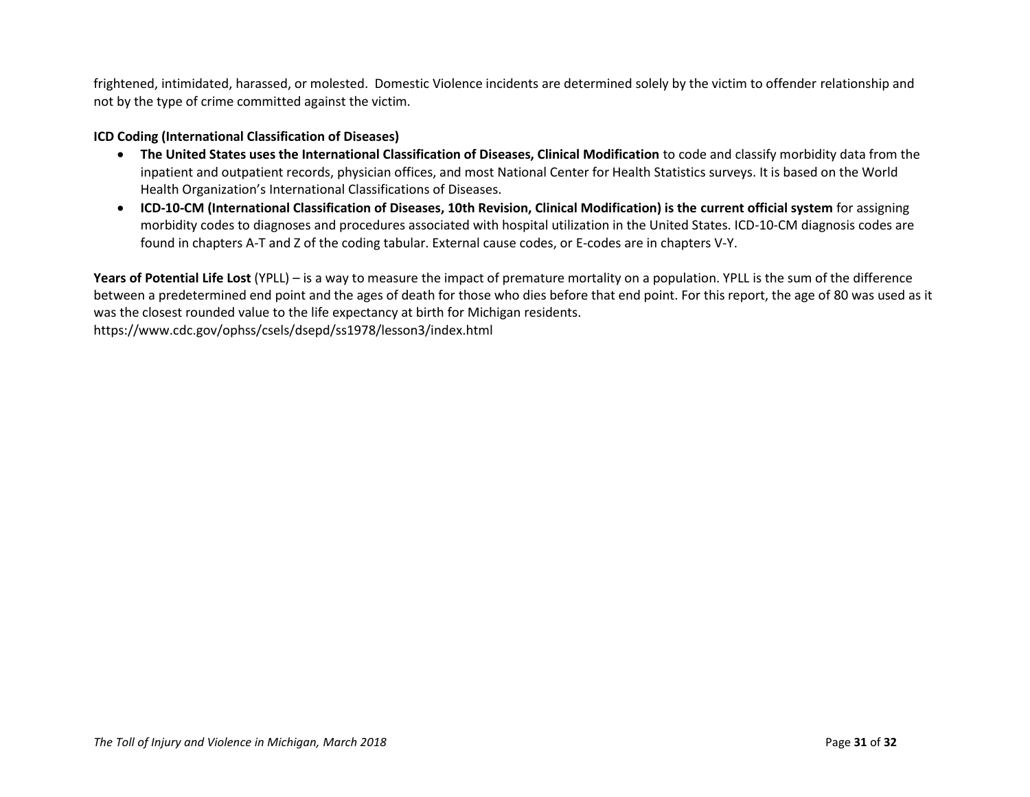frightened, intimidated, harassed, or molested. Domestic Violence incidents are determined solely by the victim to offender relationship and not by the type of crime committed against the victim.

**ICD Coding (International Classification of Diseases)**

- **The United States uses the International Classification of Diseases, Clinical Modification** to code and classify morbidity data from the inpatient and outpatient records, physician offices, and most National Center for Health Statistics surveys. It is based on the World Health Organization's International Classifications of Diseases.
- **ICD-10-CM (International Classification of Diseases, 10th Revision, Clinical Modification) is the current official system** for assigning morbidity codes to diagnoses and procedures associated with hospital utilization in the United States. ICD-10-CM diagnosis codes are found in chapters A-T and Z of the coding tabular. External cause codes, or E-codes are in chapters V-Y.

**Years of Potential Life Lost** (YPLL) – is a way to measure the impact of premature mortality on a population. YPLL is the sum of the difference between a predetermined end point and the ages of death for those who dies before that end point. For this report, the age of 80 was used as it was the closest rounded value to the life expectancy at birth for Michigan residents.
https://www.cdc.gov/ophss/csels/dsepd/ss1978/lesson3/index.html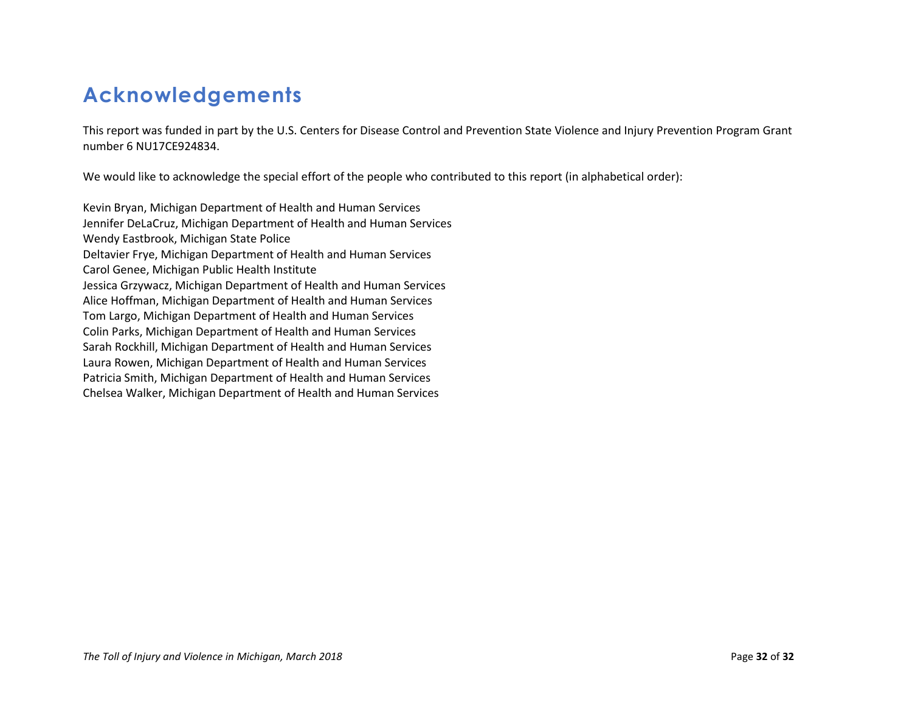# Acknowledgements

This report was funded in part by the U.S. Centers for Disease Control and Prevention State Violence and Injury Prevention Program Grant number 6 NU17CE924834.

We would like to acknowledge the special effort of the people who contributed to this report (in alphabetical order):

Kevin Bryan, Michigan Department of Health and Human Services
Jennifer DeLaCruz, Michigan Department of Health and Human Services
Wendy Eastbrook, Michigan State Police
Deltavier Frye, Michigan Department of Health and Human Services
Carol Genee, Michigan Public Health Institute
Jessica Grzywacz, Michigan Department of Health and Human Services
Alice Hoffman, Michigan Department of Health and Human Services
Tom Largo, Michigan Department of Health and Human Services
Colin Parks, Michigan Department of Health and Human Services
Sarah Rockhill, Michigan Department of Health and Human Services
Laura Rowen, Michigan Department of Health and Human Services
Patricia Smith, Michigan Department of Health and Human Services
Chelsea Walker, Michigan Department of Health and Human Services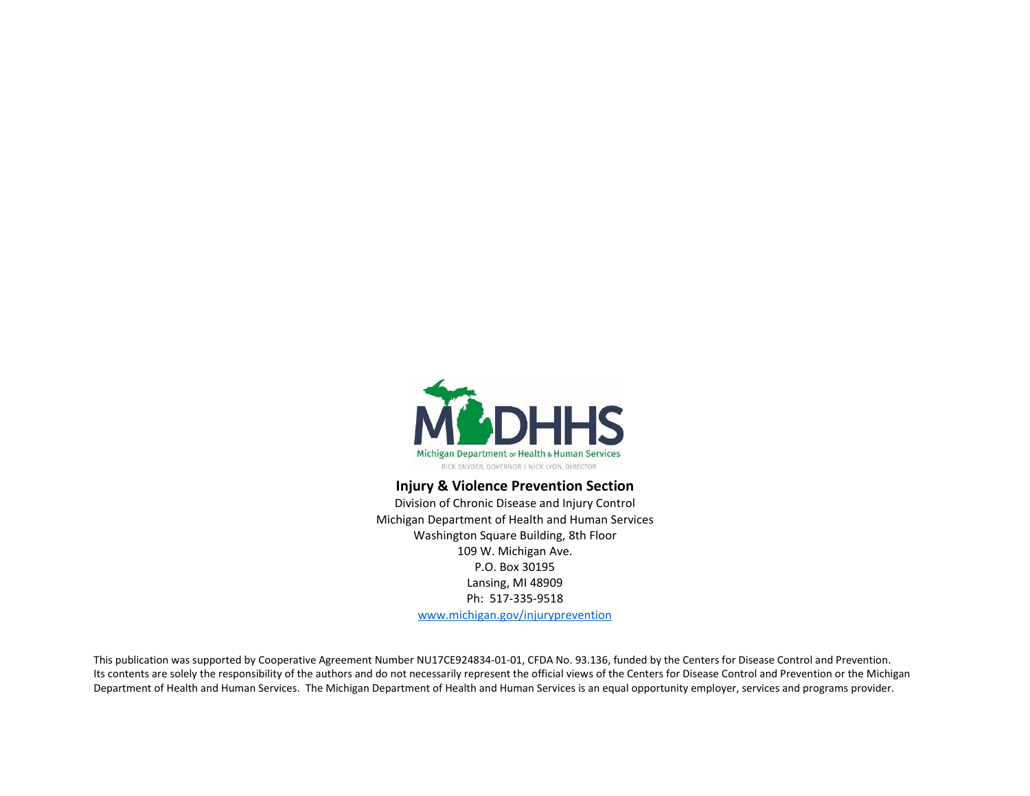Michigan Department of Health & Human Services

RICK SNYDER, GOVERNOR | NICK LYON, DIRECTOR

**Injury & Violence Prevention Section**

Division of Chronic Disease and Injury Control
Michigan Department of Health and Human Services
Washington Square Building, 8th Floor
109 W. Michigan Ave.
P.O. Box 30195
Lansing, MI 48909
Ph: 517-335-9518
www.michigan.gov/injuryprevention

This publication was supported by Cooperative Agreement Number NU17CE924834-01-01, CFDA No. 93.136, funded by the Centers for Disease Control and Prevention. Its contents are solely the responsibility of the authors and do not necessarily represent the official views of the Centers for Disease Control and Prevention or the Michigan Department of Health and Human Services. The Michigan Department of Health and Human Services is an equal opportunity employer, services and programs provider.